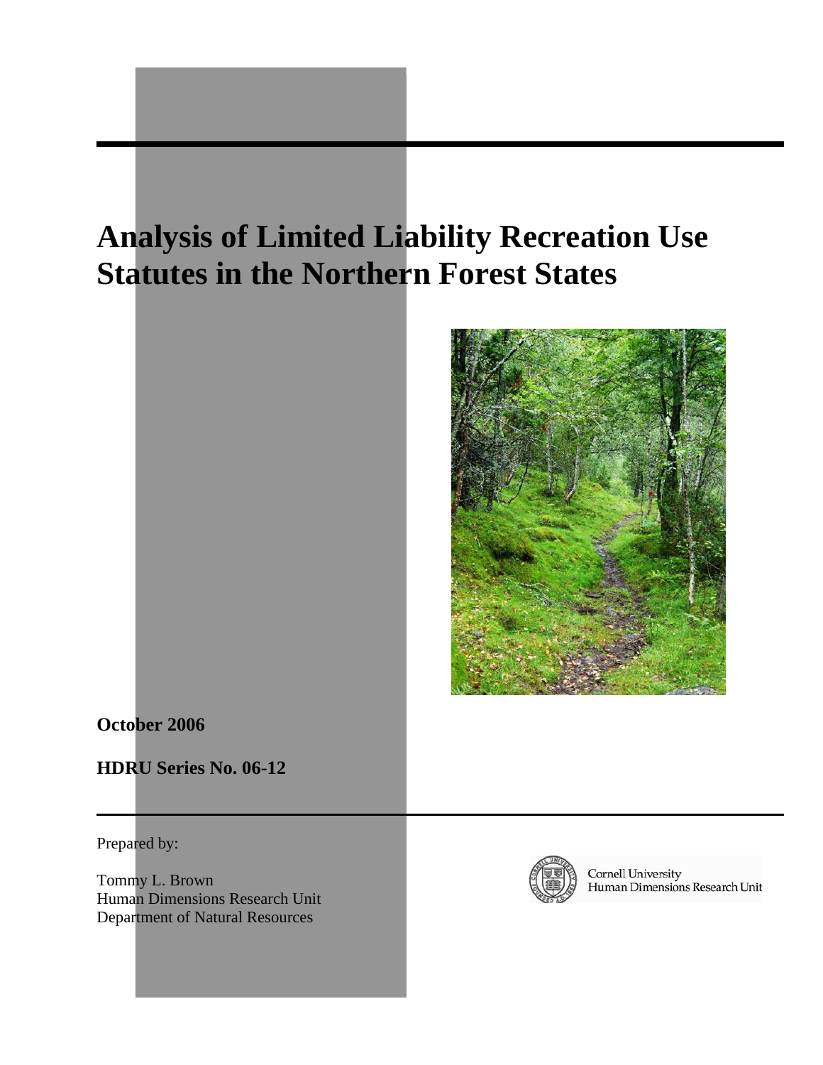# Analysis of Limited Liability Recreation Use Statutes in the Northern Forest States

**October 2006**

**HDRU Series No. 06-12**

Prepared by:

Tommy L. Brown
Human Dimensions Research Unit
Department of Natural Resources

Cornell University
Human Dimensions Research Unit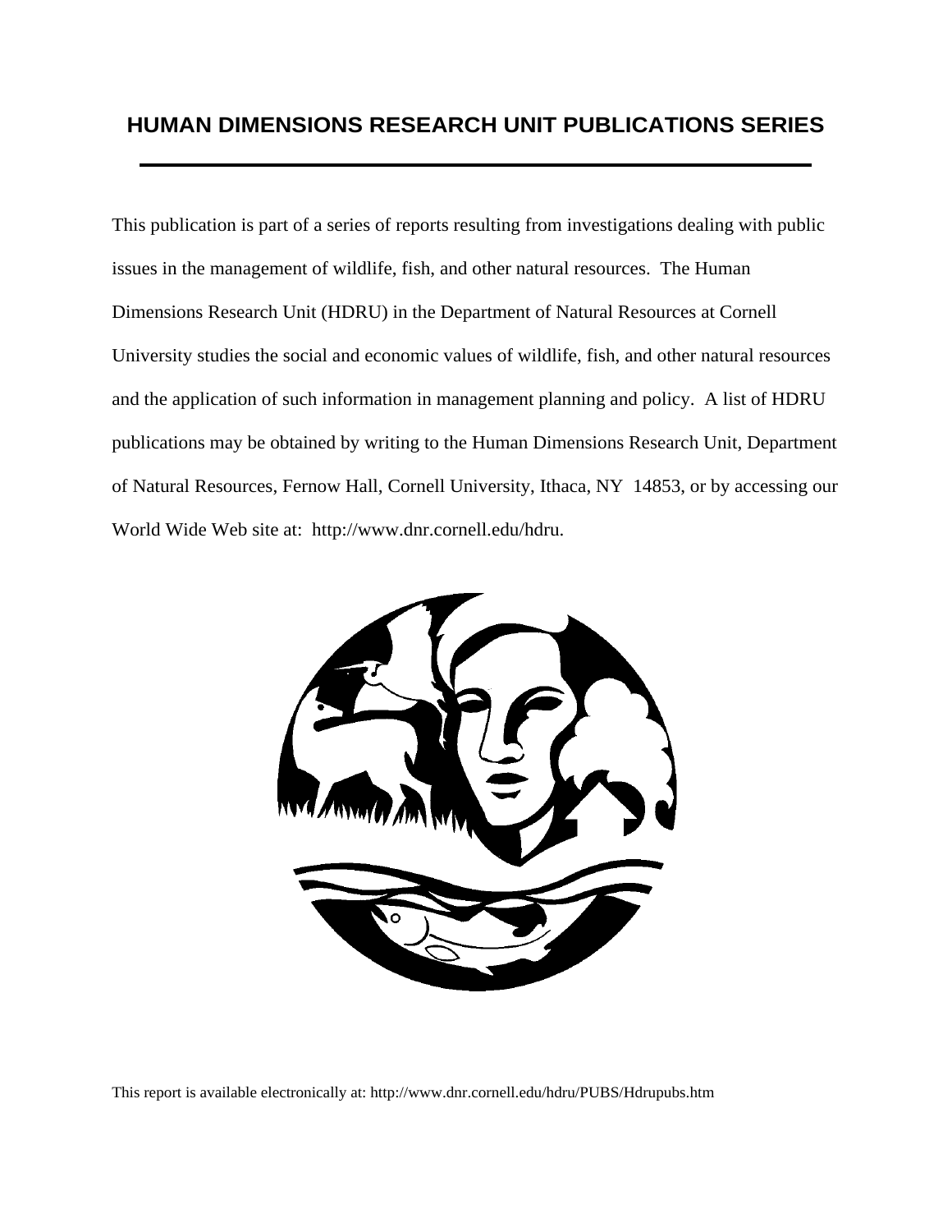## HUMAN DIMENSIONS RESEARCH UNIT PUBLICATIONS SERIES

---

This publication is part of a series of reports resulting from investigations dealing with public issues in the management of wildlife, fish, and other natural resources. The Human Dimensions Research Unit (HDRU) in the Department of Natural Resources at Cornell University studies the social and economic values of wildlife, fish, and other natural resources and the application of such information in management planning and policy. A list of HDRU publications may be obtained by writing to the Human Dimensions Research Unit, Department of Natural Resources, Fernow Hall, Cornell University, Ithaca, NY 14853, or by accessing our World Wide Web site at: http://www.dnr.cornell.edu/hdru.

This report is available electronically at: http://www.dnr.cornell.edu/hdru/PUBS/Hdrupubs.htm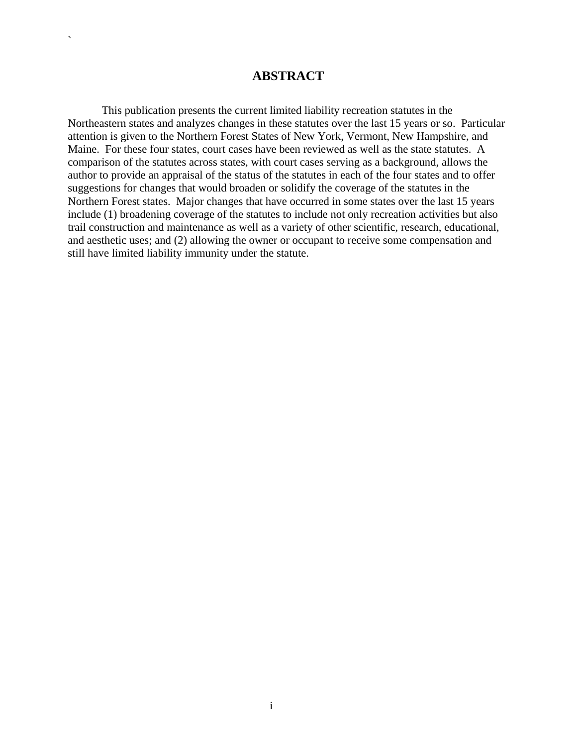# ABSTRACT

This publication presents the current limited liability recreation statutes in the Northeastern states and analyzes changes in these statutes over the last 15 years or so. Particular attention is given to the Northern Forest States of New York, Vermont, New Hampshire, and Maine. For these four states, court cases have been reviewed as well as the state statutes. A comparison of the statutes across states, with court cases serving as a background, allows the author to provide an appraisal of the status of the statutes in each of the four states and to offer suggestions for changes that would broaden or solidify the coverage of the statutes in the Northern Forest states. Major changes that have occurred in some states over the last 15 years include (1) broadening coverage of the statutes to include not only recreation activities but also trail construction and maintenance as well as a variety of other scientific, research, educational, and aesthetic uses; and (2) allowing the owner or occupant to receive some compensation and still have limited liability immunity under the statute.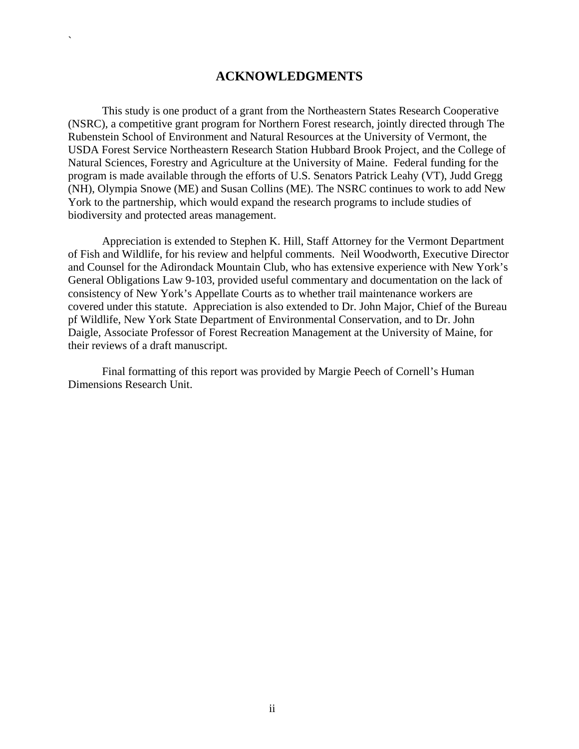## ACKNOWLEDGMENTS

This study is one product of a grant from the Northeastern States Research Cooperative (NSRC), a competitive grant program for Northern Forest research, jointly directed through The Rubenstein School of Environment and Natural Resources at the University of Vermont, the USDA Forest Service Northeastern Research Station Hubbard Brook Project, and the College of Natural Sciences, Forestry and Agriculture at the University of Maine. Federal funding for the program is made available through the efforts of U.S. Senators Patrick Leahy (VT), Judd Gregg (NH), Olympia Snowe (ME) and Susan Collins (ME). The NSRC continues to work to add New York to the partnership, which would expand the research programs to include studies of biodiversity and protected areas management.

Appreciation is extended to Stephen K. Hill, Staff Attorney for the Vermont Department of Fish and Wildlife, for his review and helpful comments. Neil Woodworth, Executive Director and Counsel for the Adirondack Mountain Club, who has extensive experience with New York's General Obligations Law 9-103, provided useful commentary and documentation on the lack of consistency of New York's Appellate Courts as to whether trail maintenance workers are covered under this statute. Appreciation is also extended to Dr. John Major, Chief of the Bureau pf Wildlife, New York State Department of Environmental Conservation, and to Dr. John Daigle, Associate Professor of Forest Recreation Management at the University of Maine, for their reviews of a draft manuscript.

Final formatting of this report was provided by Margie Peech of Cornell's Human Dimensions Research Unit.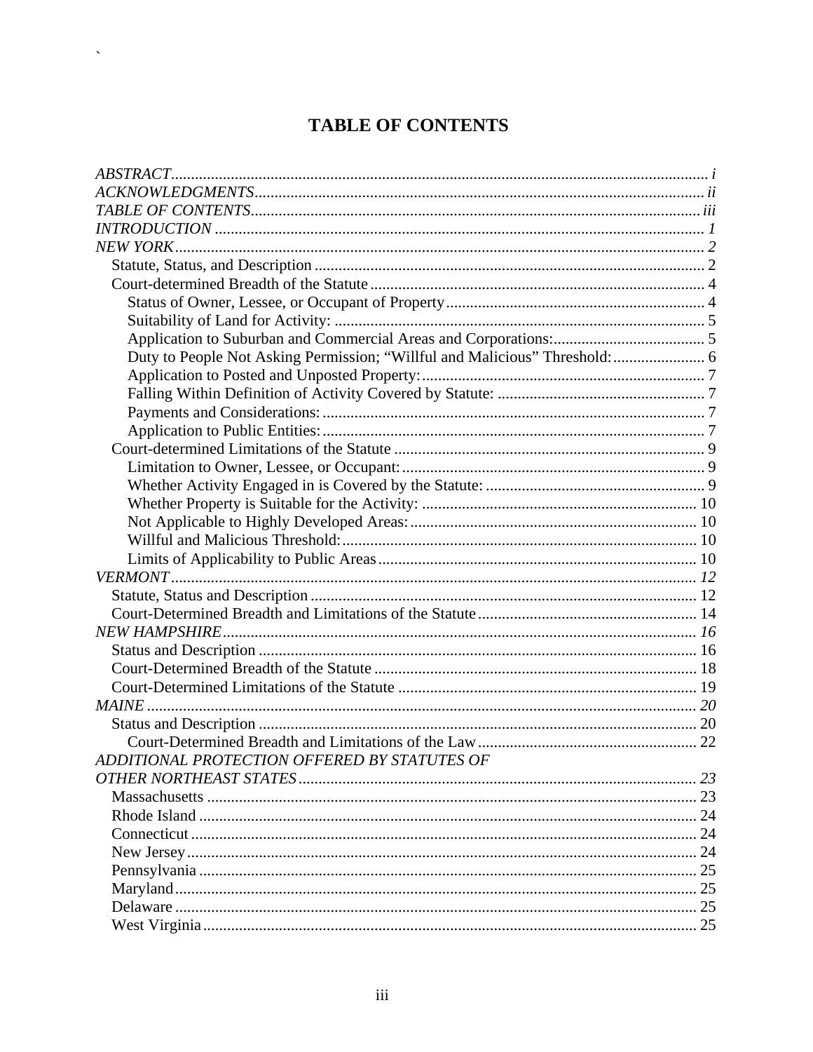# TABLE OF CONTENTS

*ABSTRACT* ..... *i*
*ACKNOWLEDGMENTS* ..... *ii*
*TABLE OF CONTENTS* ..... *iii*
*INTRODUCTION* ..... *1*
*NEW YORK* ..... *2*
- Statute, Status, and Description ..... 2
- Court-determined Breadth of the Statute ..... 4
  - Status of Owner, Lessee, or Occupant of Property ..... 4
  - Suitability of Land for Activity: ..... 5
  - Application to Suburban and Commercial Areas and Corporations: ..... 5
  - Duty to People Not Asking Permission; "Willful and Malicious" Threshold: ..... 6
  - Application to Posted and Unposted Property: ..... 7
  - Falling Within Definition of Activity Covered by Statute: ..... 7
  - Payments and Considerations: ..... 7
  - Application to Public Entities: ..... 7
- Court-determined Limitations of the Statute ..... 9
  - Limitation to Owner, Lessee, or Occupant: ..... 9
  - Whether Activity Engaged in is Covered by the Statute: ..... 9
  - Whether Property is Suitable for the Activity: ..... 10
  - Not Applicable to Highly Developed Areas: ..... 10
  - Willful and Malicious Threshold: ..... 10
  - Limits of Applicability to Public Areas ..... 10

*VERMONT* ..... *12*
- Statute, Status and Description ..... 12
- Court-Determined Breadth and Limitations of the Statute ..... 14

*NEW HAMPSHIRE* ..... *16*
- Status and Description ..... 16
- Court-Determined Breadth of the Statute ..... 18
- Court-Determined Limitations of the Statute ..... 19

*MAINE* ..... *20*
- Status and Description ..... 20
  - Court-Determined Breadth and Limitations of the Law ..... 22

*ADDITIONAL PROTECTION OFFERED BY STATUTES OF OTHER NORTHEAST STATES* ..... *23*
- Massachusetts ..... 23
- Rhode Island ..... 24
- Connecticut ..... 24
- New Jersey ..... 24
- Pennsylvania ..... 25
- Maryland ..... 25
- Delaware ..... 25
- West Virginia ..... 25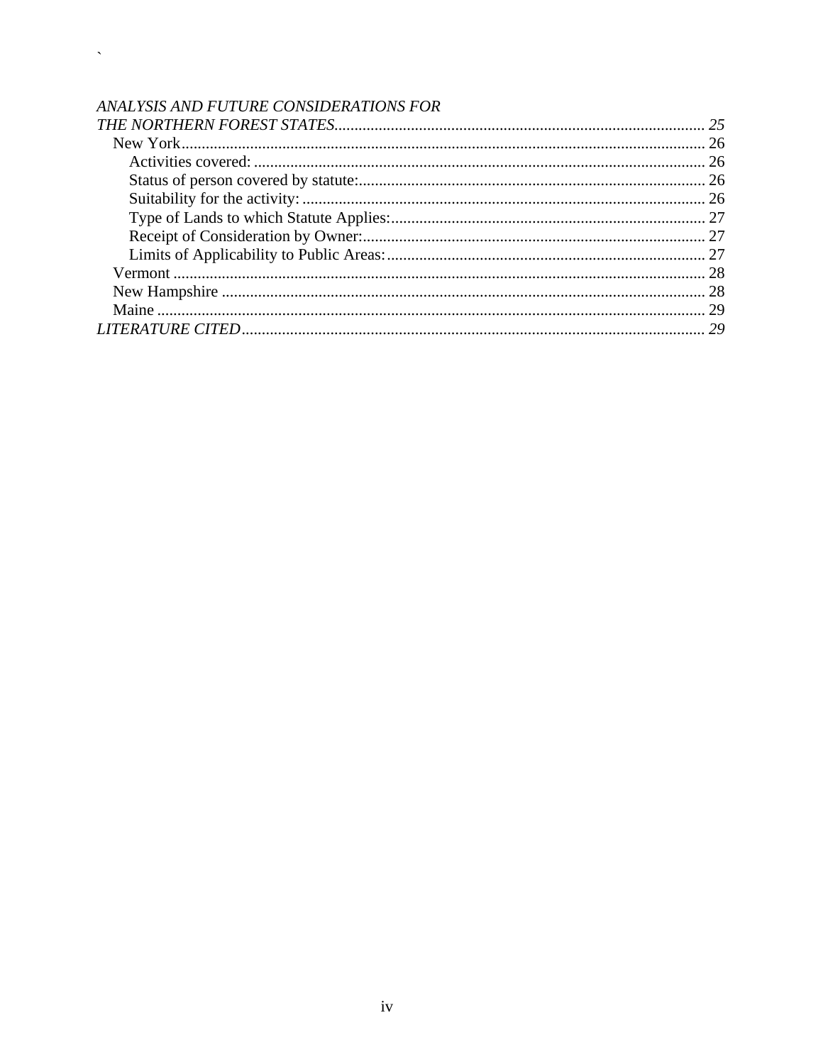*ANALYSIS AND FUTURE CONSIDERATIONS FOR THE NORTHERN FOREST STATES* ........ *25*

- New York ........ 26
  - Activities covered: ........ 26
  - Status of person covered by statute: ........ 26
  - Suitability for the activity: ........ 26
  - Type of Lands to which Statute Applies: ........ 27
  - Receipt of Consideration by Owner: ........ 27
  - Limits of Applicability to Public Areas: ........ 27
- Vermont ........ 28
- New Hampshire ........ 28
- Maine ........ 29

*LITERATURE CITED* ........ *29*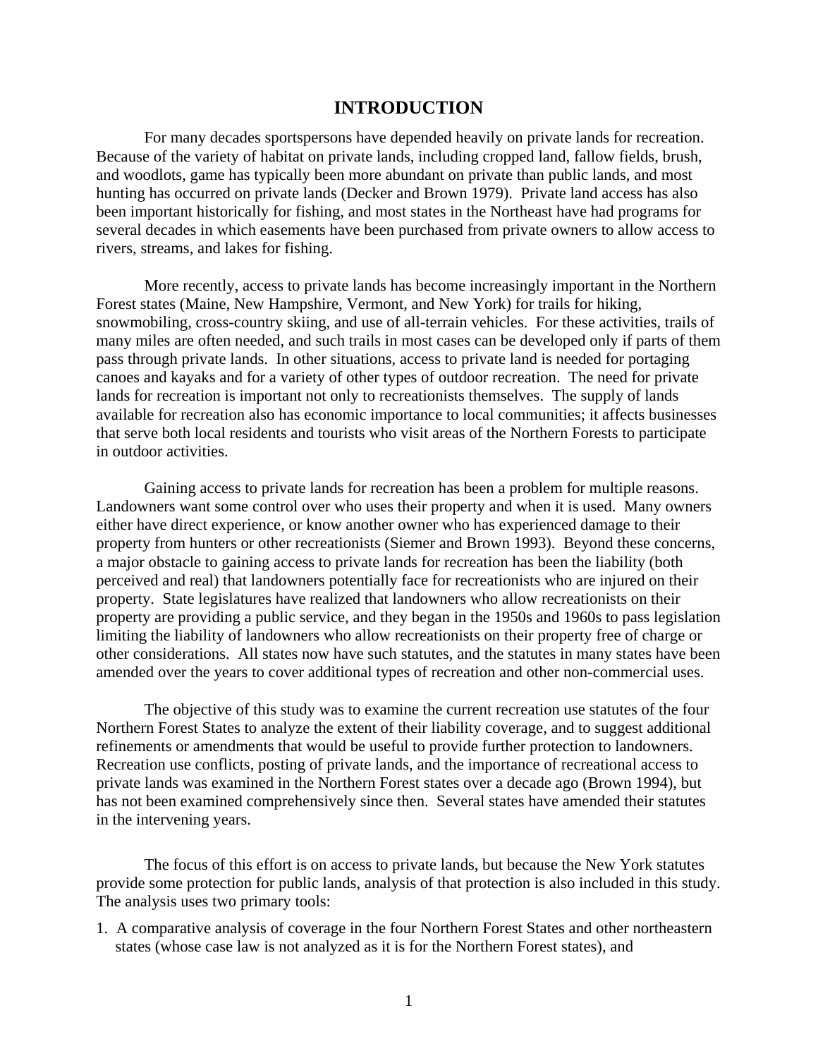# INTRODUCTION

For many decades sportspersons have depended heavily on private lands for recreation. Because of the variety of habitat on private lands, including cropped land, fallow fields, brush, and woodlots, game has typically been more abundant on private than public lands, and most hunting has occurred on private lands (Decker and Brown 1979). Private land access has also been important historically for fishing, and most states in the Northeast have had programs for several decades in which easements have been purchased from private owners to allow access to rivers, streams, and lakes for fishing.

More recently, access to private lands has become increasingly important in the Northern Forest states (Maine, New Hampshire, Vermont, and New York) for trails for hiking, snowmobiling, cross-country skiing, and use of all-terrain vehicles. For these activities, trails of many miles are often needed, and such trails in most cases can be developed only if parts of them pass through private lands. In other situations, access to private land is needed for portaging canoes and kayaks and for a variety of other types of outdoor recreation. The need for private lands for recreation is important not only to recreationists themselves. The supply of lands available for recreation also has economic importance to local communities; it affects businesses that serve both local residents and tourists who visit areas of the Northern Forests to participate in outdoor activities.

Gaining access to private lands for recreation has been a problem for multiple reasons. Landowners want some control over who uses their property and when it is used. Many owners either have direct experience, or know another owner who has experienced damage to their property from hunters or other recreationists (Siemer and Brown 1993). Beyond these concerns, a major obstacle to gaining access to private lands for recreation has been the liability (both perceived and real) that landowners potentially face for recreationists who are injured on their property. State legislatures have realized that landowners who allow recreationists on their property are providing a public service, and they began in the 1950s and 1960s to pass legislation limiting the liability of landowners who allow recreationists on their property free of charge or other considerations. All states now have such statutes, and the statutes in many states have been amended over the years to cover additional types of recreation and other non-commercial uses.

The objective of this study was to examine the current recreation use statutes of the four Northern Forest States to analyze the extent of their liability coverage, and to suggest additional refinements or amendments that would be useful to provide further protection to landowners. Recreation use conflicts, posting of private lands, and the importance of recreational access to private lands was examined in the Northern Forest states over a decade ago (Brown 1994), but has not been examined comprehensively since then. Several states have amended their statutes in the intervening years.

The focus of this effort is on access to private lands, but because the New York statutes provide some protection for public lands, analysis of that protection is also included in this study. The analysis uses two primary tools:

1. A comparative analysis of coverage in the four Northern Forest States and other northeastern states (whose case law is not analyzed as it is for the Northern Forest states), and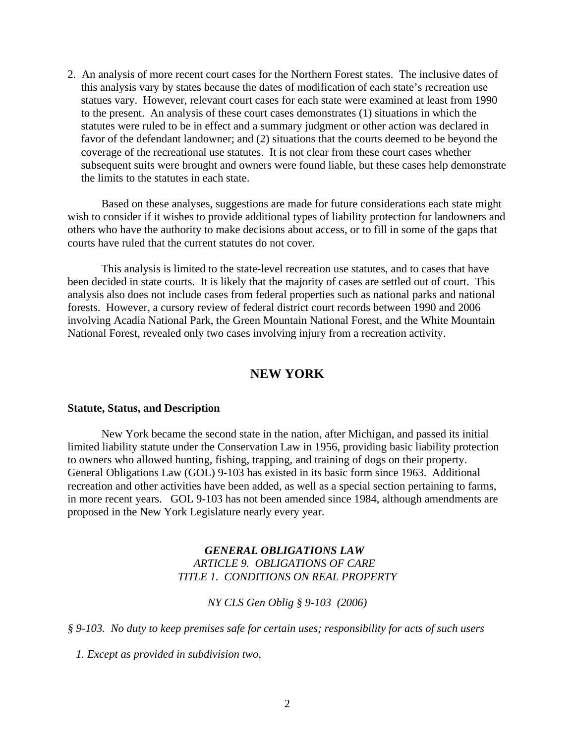2. An analysis of more recent court cases for the Northern Forest states. The inclusive dates of this analysis vary by states because the dates of modification of each state's recreation use statues vary. However, relevant court cases for each state were examined at least from 1990 to the present. An analysis of these court cases demonstrates (1) situations in which the statutes were ruled to be in effect and a summary judgment or other action was declared in favor of the defendant landowner; and (2) situations that the courts deemed to be beyond the coverage of the recreational use statutes. It is not clear from these court cases whether subsequent suits were brought and owners were found liable, but these cases help demonstrate the limits to the statutes in each state.

Based on these analyses, suggestions are made for future considerations each state might wish to consider if it wishes to provide additional types of liability protection for landowners and others who have the authority to make decisions about access, or to fill in some of the gaps that courts have ruled that the current statutes do not cover.

This analysis is limited to the state-level recreation use statutes, and to cases that have been decided in state courts. It is likely that the majority of cases are settled out of court. This analysis also does not include cases from federal properties such as national parks and national forests. However, a cursory review of federal district court records between 1990 and 2006 involving Acadia National Park, the Green Mountain National Forest, and the White Mountain National Forest, revealed only two cases involving injury from a recreation activity.

## NEW YORK

### Statute, Status, and Description

New York became the second state in the nation, after Michigan, and passed its initial limited liability statute under the Conservation Law in 1956, providing basic liability protection to owners who allowed hunting, fishing, trapping, and training of dogs on their property. General Obligations Law (GOL) 9-103 has existed in its basic form since 1963. Additional recreation and other activities have been added, as well as a special section pertaining to farms, in more recent years. GOL 9-103 has not been amended since 1984, although amendments are proposed in the New York Legislature nearly every year.

***GENERAL OBLIGATIONS LAW***
*ARTICLE 9. OBLIGATIONS OF CARE*
*TITLE 1. CONDITIONS ON REAL PROPERTY*

*NY CLS Gen Oblig § 9-103 (2006)*

*§ 9-103. No duty to keep premises safe for certain uses; responsibility for acts of such users*

*1. Except as provided in subdivision two,*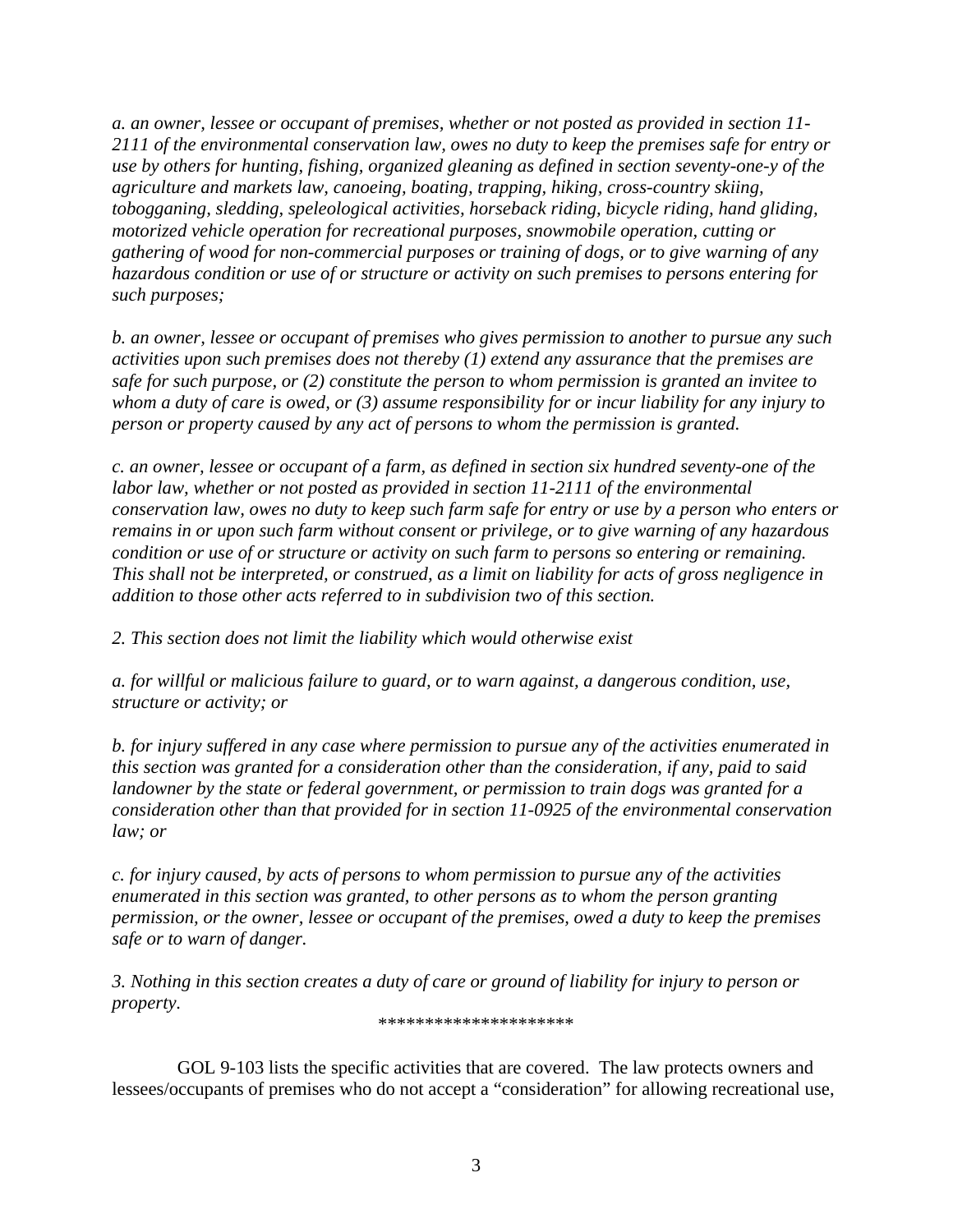*a. an owner, lessee or occupant of premises, whether or not posted as provided in section 11-2111 of the environmental conservation law, owes no duty to keep the premises safe for entry or use by others for hunting, fishing, organized gleaning as defined in section seventy-one-y of the agriculture and markets law, canoeing, boating, trapping, hiking, cross-country skiing, tobogganing, sledding, speleological activities, horseback riding, bicycle riding, hand gliding, motorized vehicle operation for recreational purposes, snowmobile operation, cutting or gathering of wood for non-commercial purposes or training of dogs, or to give warning of any hazardous condition or use of or structure or activity on such premises to persons entering for such purposes;*

*b. an owner, lessee or occupant of premises who gives permission to another to pursue any such activities upon such premises does not thereby (1) extend any assurance that the premises are safe for such purpose, or (2) constitute the person to whom permission is granted an invitee to whom a duty of care is owed, or (3) assume responsibility for or incur liability for any injury to person or property caused by any act of persons to whom the permission is granted.*

*c. an owner, lessee or occupant of a farm, as defined in section six hundred seventy-one of the labor law, whether or not posted as provided in section 11-2111 of the environmental conservation law, owes no duty to keep such farm safe for entry or use by a person who enters or remains in or upon such farm without consent or privilege, or to give warning of any hazardous condition or use of or structure or activity on such farm to persons so entering or remaining. This shall not be interpreted, or construed, as a limit on liability for acts of gross negligence in addition to those other acts referred to in subdivision two of this section.*

*2. This section does not limit the liability which would otherwise exist*

*a. for willful or malicious failure to guard, or to warn against, a dangerous condition, use, structure or activity; or*

*b. for injury suffered in any case where permission to pursue any of the activities enumerated in this section was granted for a consideration other than the consideration, if any, paid to said landowner by the state or federal government, or permission to train dogs was granted for a consideration other than that provided for in section 11-0925 of the environmental conservation law; or*

*c. for injury caused, by acts of persons to whom permission to pursue any of the activities enumerated in this section was granted, to other persons as to whom the person granting permission, or the owner, lessee or occupant of the premises, owed a duty to keep the premises safe or to warn of danger.*

*3. Nothing in this section creates a duty of care or ground of liability for injury to person or property.*

********************

GOL 9-103 lists the specific activities that are covered. The law protects owners and lessees/occupants of premises who do not accept a "consideration" for allowing recreational use,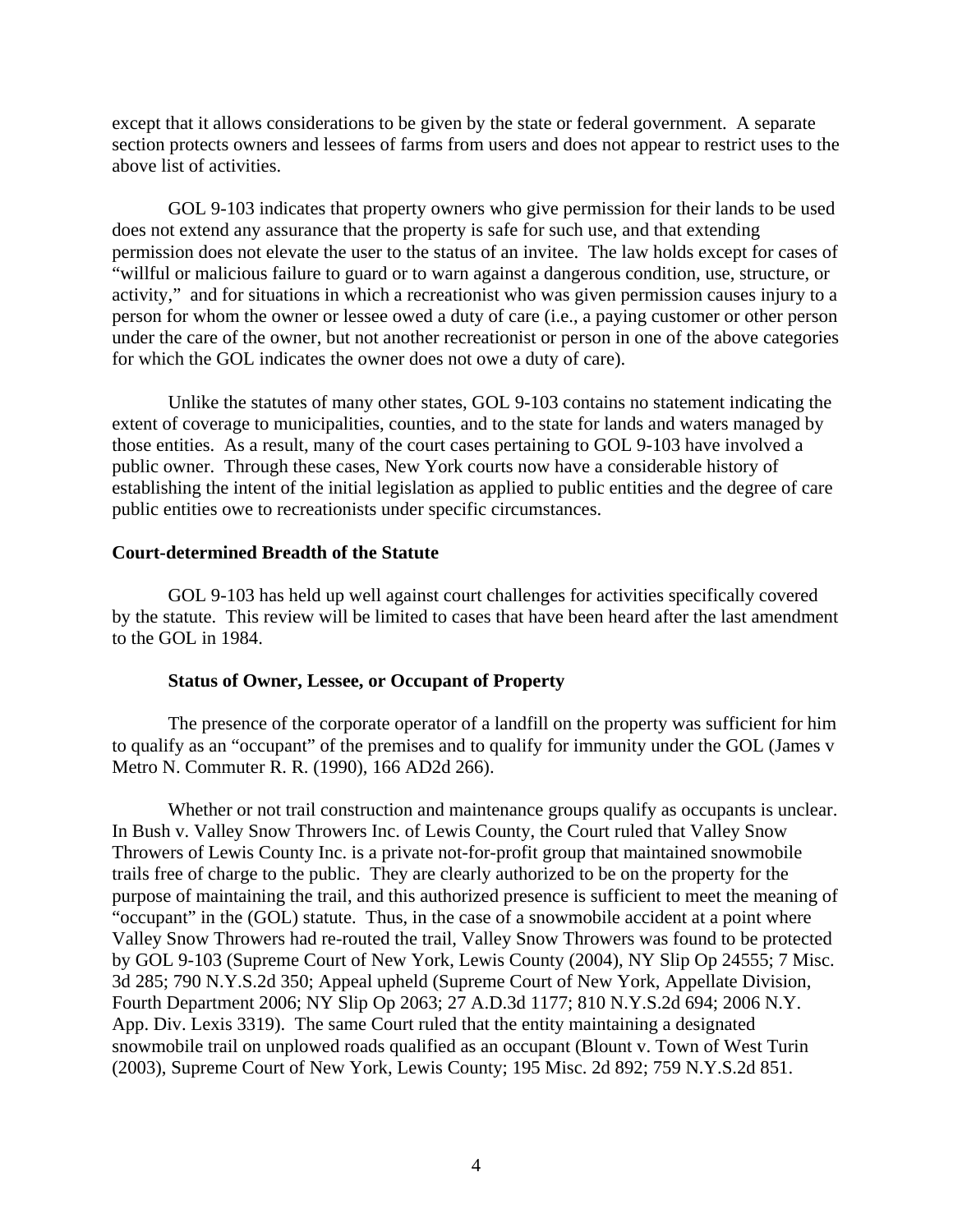except that it allows considerations to be given by the state or federal government. A separate section protects owners and lessees of farms from users and does not appear to restrict uses to the above list of activities.

GOL 9-103 indicates that property owners who give permission for their lands to be used does not extend any assurance that the property is safe for such use, and that extending permission does not elevate the user to the status of an invitee. The law holds except for cases of "willful or malicious failure to guard or to warn against a dangerous condition, use, structure, or activity," and for situations in which a recreationist who was given permission causes injury to a person for whom the owner or lessee owed a duty of care (i.e., a paying customer or other person under the care of the owner, but not another recreationist or person in one of the above categories for which the GOL indicates the owner does not owe a duty of care).

Unlike the statutes of many other states, GOL 9-103 contains no statement indicating the extent of coverage to municipalities, counties, and to the state for lands and waters managed by those entities. As a result, many of the court cases pertaining to GOL 9-103 have involved a public owner. Through these cases, New York courts now have a considerable history of establishing the intent of the initial legislation as applied to public entities and the degree of care public entities owe to recreationists under specific circumstances.

## Court-determined Breadth of the Statute

GOL 9-103 has held up well against court challenges for activities specifically covered by the statute. This review will be limited to cases that have been heard after the last amendment to the GOL in 1984.

### Status of Owner, Lessee, or Occupant of Property

The presence of the corporate operator of a landfill on the property was sufficient for him to qualify as an "occupant" of the premises and to qualify for immunity under the GOL (James v Metro N. Commuter R. R. (1990), 166 AD2d 266).

Whether or not trail construction and maintenance groups qualify as occupants is unclear. In Bush v. Valley Snow Throwers Inc. of Lewis County, the Court ruled that Valley Snow Throwers of Lewis County Inc. is a private not-for-profit group that maintained snowmobile trails free of charge to the public. They are clearly authorized to be on the property for the purpose of maintaining the trail, and this authorized presence is sufficient to meet the meaning of "occupant" in the (GOL) statute. Thus, in the case of a snowmobile accident at a point where Valley Snow Throwers had re-routed the trail, Valley Snow Throwers was found to be protected by GOL 9-103 (Supreme Court of New York, Lewis County (2004), NY Slip Op 24555; 7 Misc. 3d 285; 790 N.Y.S.2d 350; Appeal upheld (Supreme Court of New York, Appellate Division, Fourth Department 2006; NY Slip Op 2063; 27 A.D.3d 1177; 810 N.Y.S.2d 694; 2006 N.Y. App. Div. Lexis 3319). The same Court ruled that the entity maintaining a designated snowmobile trail on unplowed roads qualified as an occupant (Blount v. Town of West Turin (2003), Supreme Court of New York, Lewis County; 195 Misc. 2d 892; 759 N.Y.S.2d 851.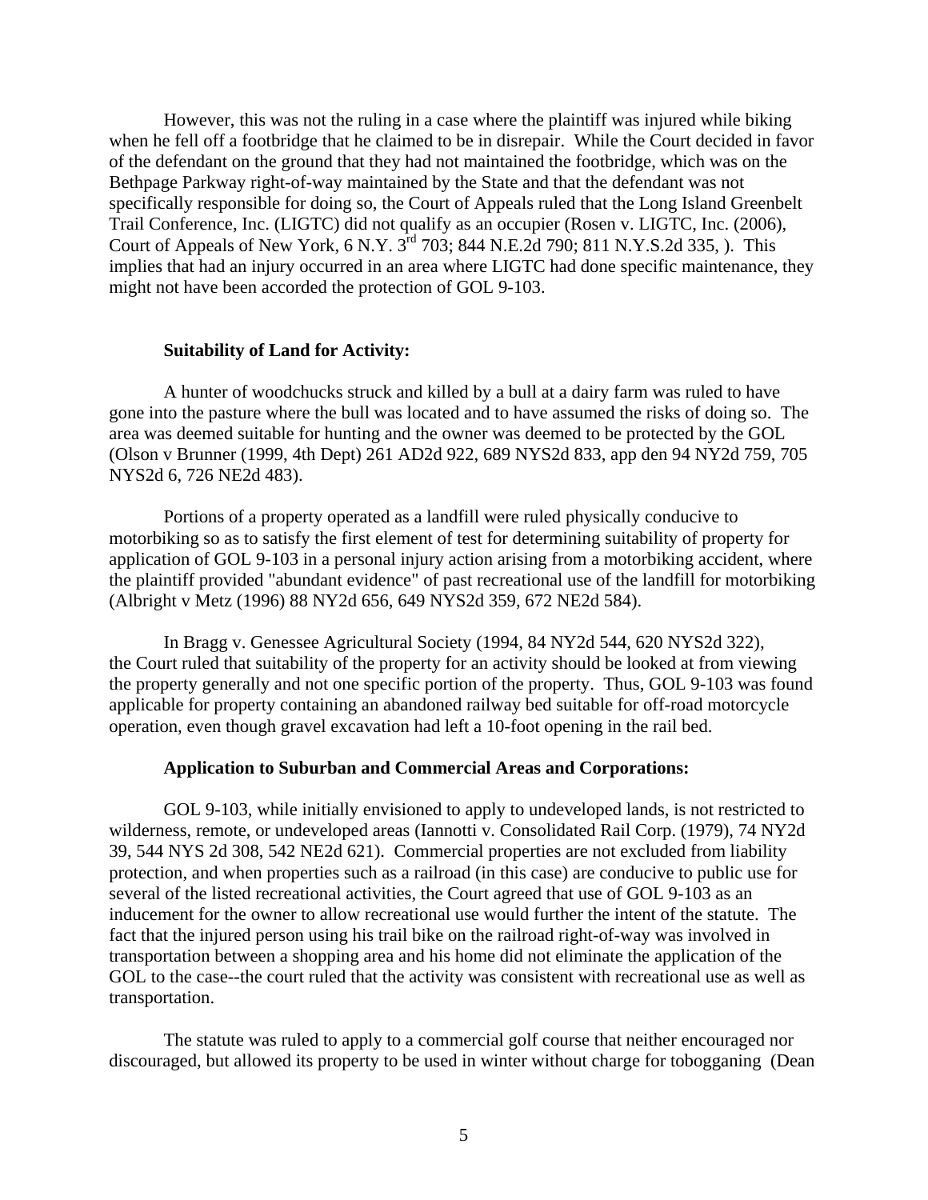However, this was not the ruling in a case where the plaintiff was injured while biking when he fell off a footbridge that he claimed to be in disrepair. While the Court decided in favor of the defendant on the ground that they had not maintained the footbridge, which was on the Bethpage Parkway right-of-way maintained by the State and that the defendant was not specifically responsible for doing so, the Court of Appeals ruled that the Long Island Greenbelt Trail Conference, Inc. (LIGTC) did not qualify as an occupier (Rosen v. LIGTC, Inc. (2006), Court of Appeals of New York, 6 N.Y. 3rd 703; 844 N.E.2d 790; 811 N.Y.S.2d 335, ). This implies that had an injury occurred in an area where LIGTC had done specific maintenance, they might not have been accorded the protection of GOL 9-103.

**Suitability of Land for Activity:**

A hunter of woodchucks struck and killed by a bull at a dairy farm was ruled to have gone into the pasture where the bull was located and to have assumed the risks of doing so. The area was deemed suitable for hunting and the owner was deemed to be protected by the GOL (Olson v Brunner (1999, 4th Dept) 261 AD2d 922, 689 NYS2d 833, app den 94 NY2d 759, 705 NYS2d 6, 726 NE2d 483).

Portions of a property operated as a landfill were ruled physically conducive to motorbiking so as to satisfy the first element of test for determining suitability of property for application of GOL 9-103 in a personal injury action arising from a motorbiking accident, where the plaintiff provided "abundant evidence" of past recreational use of the landfill for motorbiking (Albright v Metz (1996) 88 NY2d 656, 649 NYS2d 359, 672 NE2d 584).

In Bragg v. Genessee Agricultural Society (1994, 84 NY2d 544, 620 NYS2d 322), the Court ruled that suitability of the property for an activity should be looked at from viewing the property generally and not one specific portion of the property. Thus, GOL 9-103 was found applicable for property containing an abandoned railway bed suitable for off-road motorcycle operation, even though gravel excavation had left a 10-foot opening in the rail bed.

**Application to Suburban and Commercial Areas and Corporations:**

GOL 9-103, while initially envisioned to apply to undeveloped lands, is not restricted to wilderness, remote, or undeveloped areas (Iannotti v. Consolidated Rail Corp. (1979), 74 NY2d 39, 544 NYS 2d 308, 542 NE2d 621). Commercial properties are not excluded from liability protection, and when properties such as a railroad (in this case) are conducive to public use for several of the listed recreational activities, the Court agreed that use of GOL 9-103 as an inducement for the owner to allow recreational use would further the intent of the statute. The fact that the injured person using his trail bike on the railroad right-of-way was involved in transportation between a shopping area and his home did not eliminate the application of the GOL to the case--the court ruled that the activity was consistent with recreational use as well as transportation.

The statute was ruled to apply to a commercial golf course that neither encouraged nor discouraged, but allowed its property to be used in winter without charge for tobogganing (Dean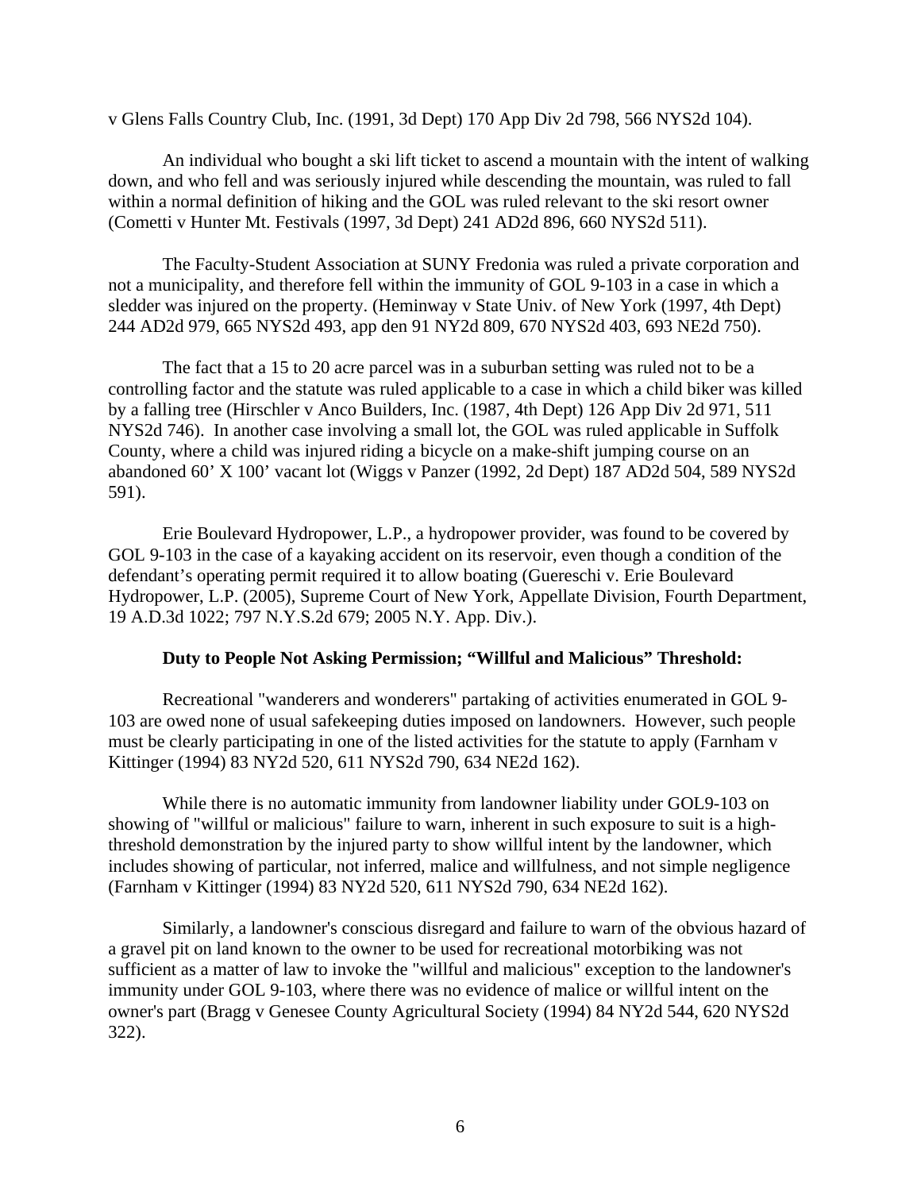v Glens Falls Country Club, Inc. (1991, 3d Dept) 170 App Div 2d 798, 566 NYS2d 104).

An individual who bought a ski lift ticket to ascend a mountain with the intent of walking down, and who fell and was seriously injured while descending the mountain, was ruled to fall within a normal definition of hiking and the GOL was ruled relevant to the ski resort owner (Cometti v Hunter Mt. Festivals (1997, 3d Dept) 241 AD2d 896, 660 NYS2d 511).

The Faculty-Student Association at SUNY Fredonia was ruled a private corporation and not a municipality, and therefore fell within the immunity of GOL 9-103 in a case in which a sledder was injured on the property. (Heminway v State Univ. of New York (1997, 4th Dept) 244 AD2d 979, 665 NYS2d 493, app den 91 NY2d 809, 670 NYS2d 403, 693 NE2d 750).

The fact that a 15 to 20 acre parcel was in a suburban setting was ruled not to be a controlling factor and the statute was ruled applicable to a case in which a child biker was killed by a falling tree (Hirschler v Anco Builders, Inc. (1987, 4th Dept) 126 App Div 2d 971, 511 NYS2d 746). In another case involving a small lot, the GOL was ruled applicable in Suffolk County, where a child was injured riding a bicycle on a make-shift jumping course on an abandoned 60' X 100' vacant lot (Wiggs v Panzer (1992, 2d Dept) 187 AD2d 504, 589 NYS2d 591).

Erie Boulevard Hydropower, L.P., a hydropower provider, was found to be covered by GOL 9-103 in the case of a kayaking accident on its reservoir, even though a condition of the defendant's operating permit required it to allow boating (Guereschi v. Erie Boulevard Hydropower, L.P. (2005), Supreme Court of New York, Appellate Division, Fourth Department, 19 A.D.3d 1022; 797 N.Y.S.2d 679; 2005 N.Y. App. Div.).

**Duty to People Not Asking Permission; "Willful and Malicious" Threshold:**

Recreational "wanderers and wonderers" partaking of activities enumerated in GOL 9-103 are owed none of usual safekeeping duties imposed on landowners. However, such people must be clearly participating in one of the listed activities for the statute to apply (Farnham v Kittinger (1994) 83 NY2d 520, 611 NYS2d 790, 634 NE2d 162).

While there is no automatic immunity from landowner liability under GOL9-103 on showing of "willful or malicious" failure to warn, inherent in such exposure to suit is a high-threshold demonstration by the injured party to show willful intent by the landowner, which includes showing of particular, not inferred, malice and willfulness, and not simple negligence (Farnham v Kittinger (1994) 83 NY2d 520, 611 NYS2d 790, 634 NE2d 162).

Similarly, a landowner's conscious disregard and failure to warn of the obvious hazard of a gravel pit on land known to the owner to be used for recreational motorbiking was not sufficient as a matter of law to invoke the "willful and malicious" exception to the landowner's immunity under GOL 9-103, where there was no evidence of malice or willful intent on the owner's part (Bragg v Genesee County Agricultural Society (1994) 84 NY2d 544, 620 NYS2d 322).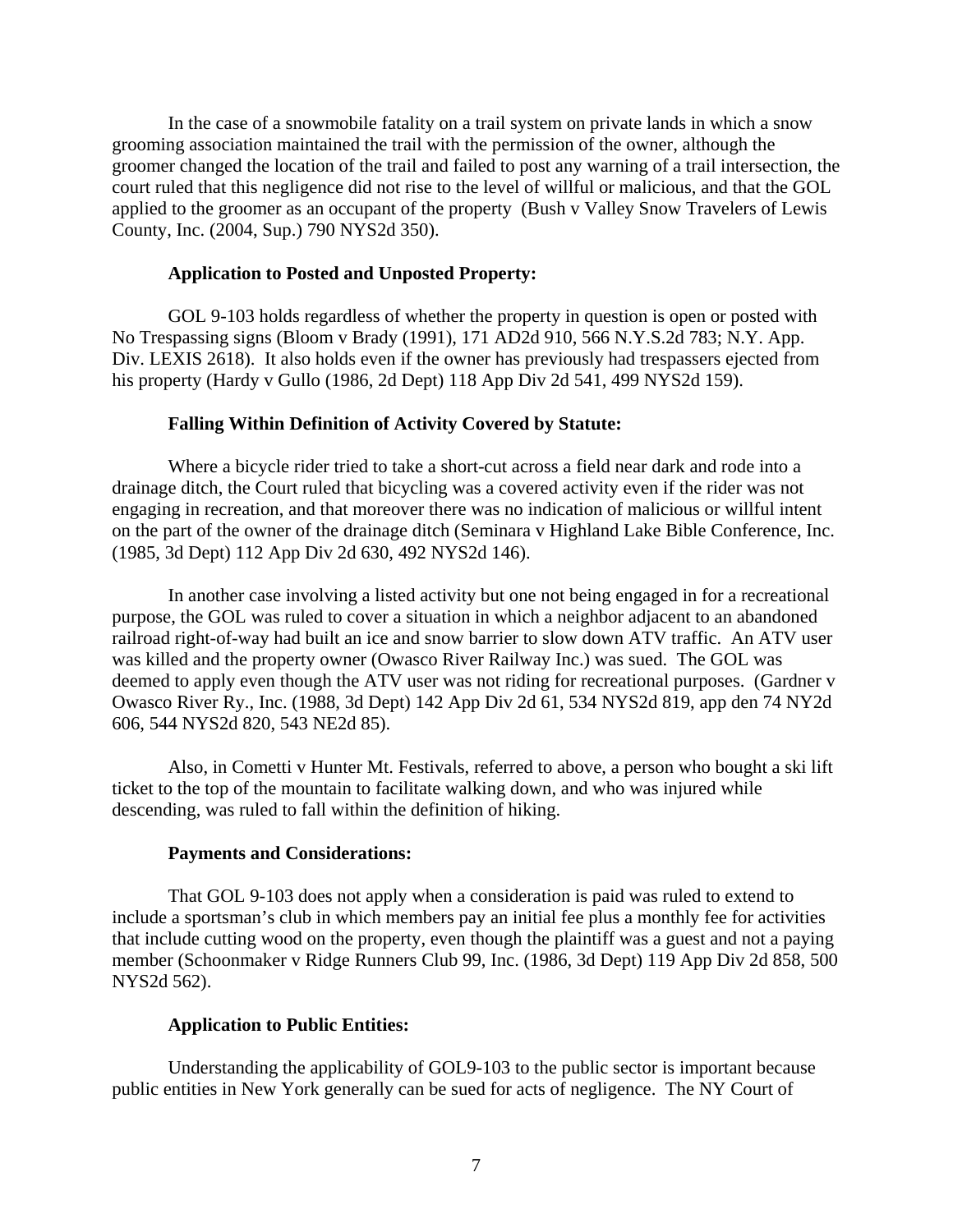In the case of a snowmobile fatality on a trail system on private lands in which a snow grooming association maintained the trail with the permission of the owner, although the groomer changed the location of the trail and failed to post any warning of a trail intersection, the court ruled that this negligence did not rise to the level of willful or malicious, and that the GOL applied to the groomer as an occupant of the property (Bush v Valley Snow Travelers of Lewis County, Inc. (2004, Sup.) 790 NYS2d 350).

**Application to Posted and Unposted Property:**

GOL 9-103 holds regardless of whether the property in question is open or posted with No Trespassing signs (Bloom v Brady (1991), 171 AD2d 910, 566 N.Y.S.2d 783; N.Y. App. Div. LEXIS 2618). It also holds even if the owner has previously had trespassers ejected from his property (Hardy v Gullo (1986, 2d Dept) 118 App Div 2d 541, 499 NYS2d 159).

**Falling Within Definition of Activity Covered by Statute:**

Where a bicycle rider tried to take a short-cut across a field near dark and rode into a drainage ditch, the Court ruled that bicycling was a covered activity even if the rider was not engaging in recreation, and that moreover there was no indication of malicious or willful intent on the part of the owner of the drainage ditch (Seminara v Highland Lake Bible Conference, Inc. (1985, 3d Dept) 112 App Div 2d 630, 492 NYS2d 146).

In another case involving a listed activity but one not being engaged in for a recreational purpose, the GOL was ruled to cover a situation in which a neighbor adjacent to an abandoned railroad right-of-way had built an ice and snow barrier to slow down ATV traffic. An ATV user was killed and the property owner (Owasco River Railway Inc.) was sued. The GOL was deemed to apply even though the ATV user was not riding for recreational purposes. (Gardner v Owasco River Ry., Inc. (1988, 3d Dept) 142 App Div 2d 61, 534 NYS2d 819, app den 74 NY2d 606, 544 NYS2d 820, 543 NE2d 85).

Also, in Cometti v Hunter Mt. Festivals, referred to above, a person who bought a ski lift ticket to the top of the mountain to facilitate walking down, and who was injured while descending, was ruled to fall within the definition of hiking.

**Payments and Considerations:**

That GOL 9-103 does not apply when a consideration is paid was ruled to extend to include a sportsman's club in which members pay an initial fee plus a monthly fee for activities that include cutting wood on the property, even though the plaintiff was a guest and not a paying member (Schoonmaker v Ridge Runners Club 99, Inc. (1986, 3d Dept) 119 App Div 2d 858, 500 NYS2d 562).

**Application to Public Entities:**

Understanding the applicability of GOL9-103 to the public sector is important because public entities in New York generally can be sued for acts of negligence. The NY Court of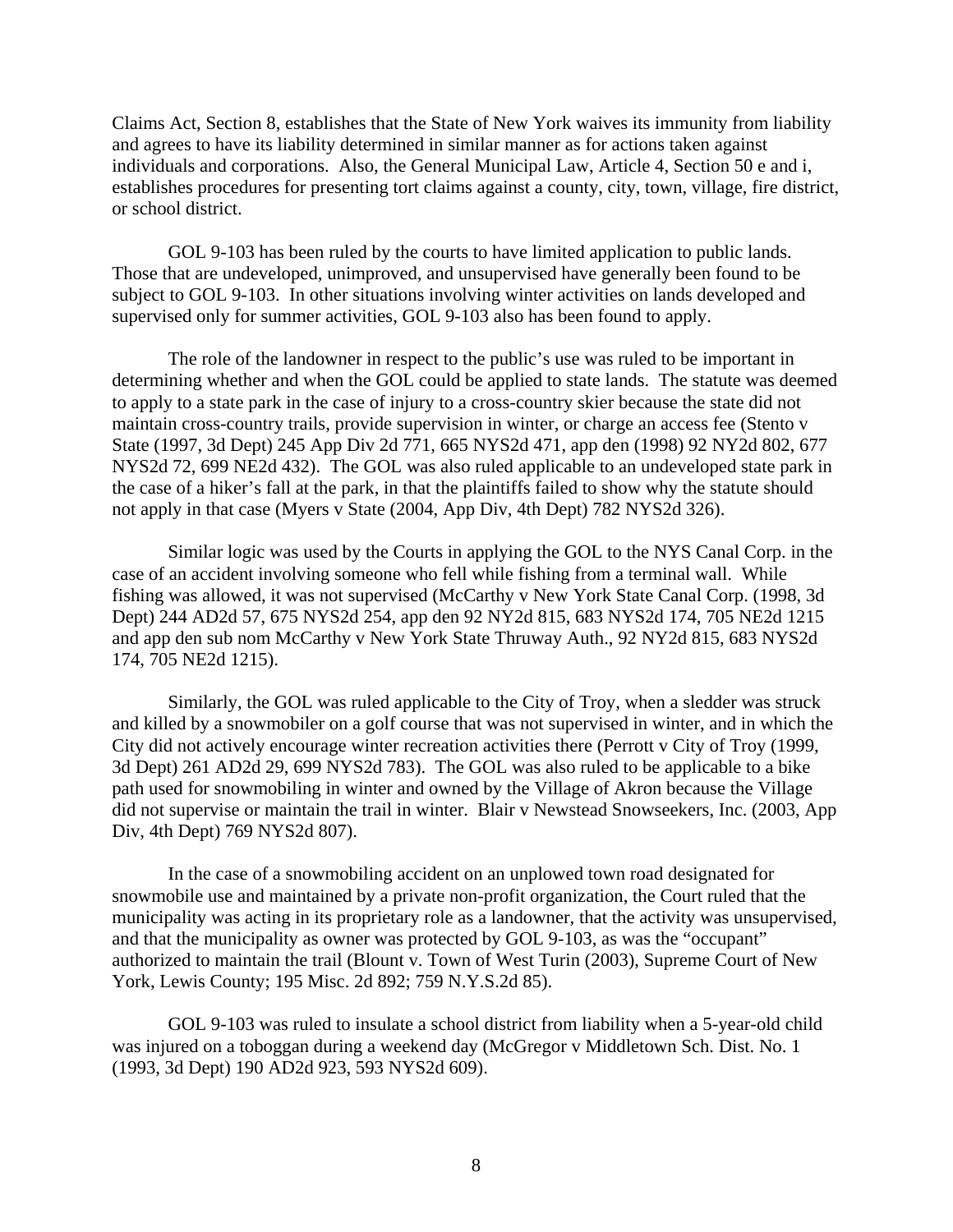Claims Act, Section 8, establishes that the State of New York waives its immunity from liability and agrees to have its liability determined in similar manner as for actions taken against individuals and corporations. Also, the General Municipal Law, Article 4, Section 50 e and i, establishes procedures for presenting tort claims against a county, city, town, village, fire district, or school district.

GOL 9-103 has been ruled by the courts to have limited application to public lands. Those that are undeveloped, unimproved, and unsupervised have generally been found to be subject to GOL 9-103. In other situations involving winter activities on lands developed and supervised only for summer activities, GOL 9-103 also has been found to apply.

The role of the landowner in respect to the public's use was ruled to be important in determining whether and when the GOL could be applied to state lands. The statute was deemed to apply to a state park in the case of injury to a cross-country skier because the state did not maintain cross-country trails, provide supervision in winter, or charge an access fee (Stento v State (1997, 3d Dept) 245 App Div 2d 771, 665 NYS2d 471, app den (1998) 92 NY2d 802, 677 NYS2d 72, 699 NE2d 432). The GOL was also ruled applicable to an undeveloped state park in the case of a hiker's fall at the park, in that the plaintiffs failed to show why the statute should not apply in that case (Myers v State (2004, App Div, 4th Dept) 782 NYS2d 326).

Similar logic was used by the Courts in applying the GOL to the NYS Canal Corp. in the case of an accident involving someone who fell while fishing from a terminal wall. While fishing was allowed, it was not supervised (McCarthy v New York State Canal Corp. (1998, 3d Dept) 244 AD2d 57, 675 NYS2d 254, app den 92 NY2d 815, 683 NYS2d 174, 705 NE2d 1215 and app den sub nom McCarthy v New York State Thruway Auth., 92 NY2d 815, 683 NYS2d 174, 705 NE2d 1215).

Similarly, the GOL was ruled applicable to the City of Troy, when a sledder was struck and killed by a snowmobiler on a golf course that was not supervised in winter, and in which the City did not actively encourage winter recreation activities there (Perrott v City of Troy (1999, 3d Dept) 261 AD2d 29, 699 NYS2d 783). The GOL was also ruled to be applicable to a bike path used for snowmobiling in winter and owned by the Village of Akron because the Village did not supervise or maintain the trail in winter. Blair v Newstead Snowseekers, Inc. (2003, App Div, 4th Dept) 769 NYS2d 807).

In the case of a snowmobiling accident on an unplowed town road designated for snowmobile use and maintained by a private non-profit organization, the Court ruled that the municipality was acting in its proprietary role as a landowner, that the activity was unsupervised, and that the municipality as owner was protected by GOL 9-103, as was the "occupant" authorized to maintain the trail (Blount v. Town of West Turin (2003), Supreme Court of New York, Lewis County; 195 Misc. 2d 892; 759 N.Y.S.2d 85).

GOL 9-103 was ruled to insulate a school district from liability when a 5-year-old child was injured on a toboggan during a weekend day (McGregor v Middletown Sch. Dist. No. 1 (1993, 3d Dept) 190 AD2d 923, 593 NYS2d 609).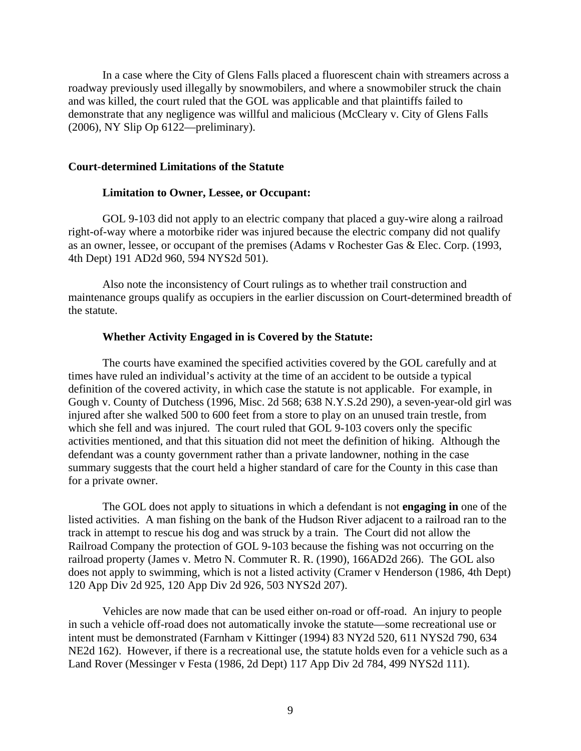In a case where the City of Glens Falls placed a fluorescent chain with streamers across a roadway previously used illegally by snowmobilers, and where a snowmobiler struck the chain and was killed, the court ruled that the GOL was applicable and that plaintiffs failed to demonstrate that any negligence was willful and malicious (McCleary v. City of Glens Falls (2006), NY Slip Op 6122—preliminary).

## Court-determined Limitations of the Statute

### Limitation to Owner, Lessee, or Occupant:

GOL 9-103 did not apply to an electric company that placed a guy-wire along a railroad right-of-way where a motorbike rider was injured because the electric company did not qualify as an owner, lessee, or occupant of the premises (Adams v Rochester Gas & Elec. Corp. (1993, 4th Dept) 191 AD2d 960, 594 NYS2d 501).

Also note the inconsistency of Court rulings as to whether trail construction and maintenance groups qualify as occupiers in the earlier discussion on Court-determined breadth of the statute.

### Whether Activity Engaged in is Covered by the Statute:

The courts have examined the specified activities covered by the GOL carefully and at times have ruled an individual's activity at the time of an accident to be outside a typical definition of the covered activity, in which case the statute is not applicable. For example, in Gough v. County of Dutchess (1996, Misc. 2d 568; 638 N.Y.S.2d 290), a seven-year-old girl was injured after she walked 500 to 600 feet from a store to play on an unused train trestle, from which she fell and was injured. The court ruled that GOL 9-103 covers only the specific activities mentioned, and that this situation did not meet the definition of hiking. Although the defendant was a county government rather than a private landowner, nothing in the case summary suggests that the court held a higher standard of care for the County in this case than for a private owner.

The GOL does not apply to situations in which a defendant is not **engaging in** one of the listed activities. A man fishing on the bank of the Hudson River adjacent to a railroad ran to the track in attempt to rescue his dog and was struck by a train. The Court did not allow the Railroad Company the protection of GOL 9-103 because the fishing was not occurring on the railroad property (James v. Metro N. Commuter R. R. (1990), 166AD2d 266). The GOL also does not apply to swimming, which is not a listed activity (Cramer v Henderson (1986, 4th Dept) 120 App Div 2d 925, 120 App Div 2d 926, 503 NYS2d 207).

Vehicles are now made that can be used either on-road or off-road. An injury to people in such a vehicle off-road does not automatically invoke the statute—some recreational use or intent must be demonstrated (Farnham v Kittinger (1994) 83 NY2d 520, 611 NYS2d 790, 634 NE2d 162). However, if there is a recreational use, the statute holds even for a vehicle such as a Land Rover (Messinger v Festa (1986, 2d Dept) 117 App Div 2d 784, 499 NYS2d 111).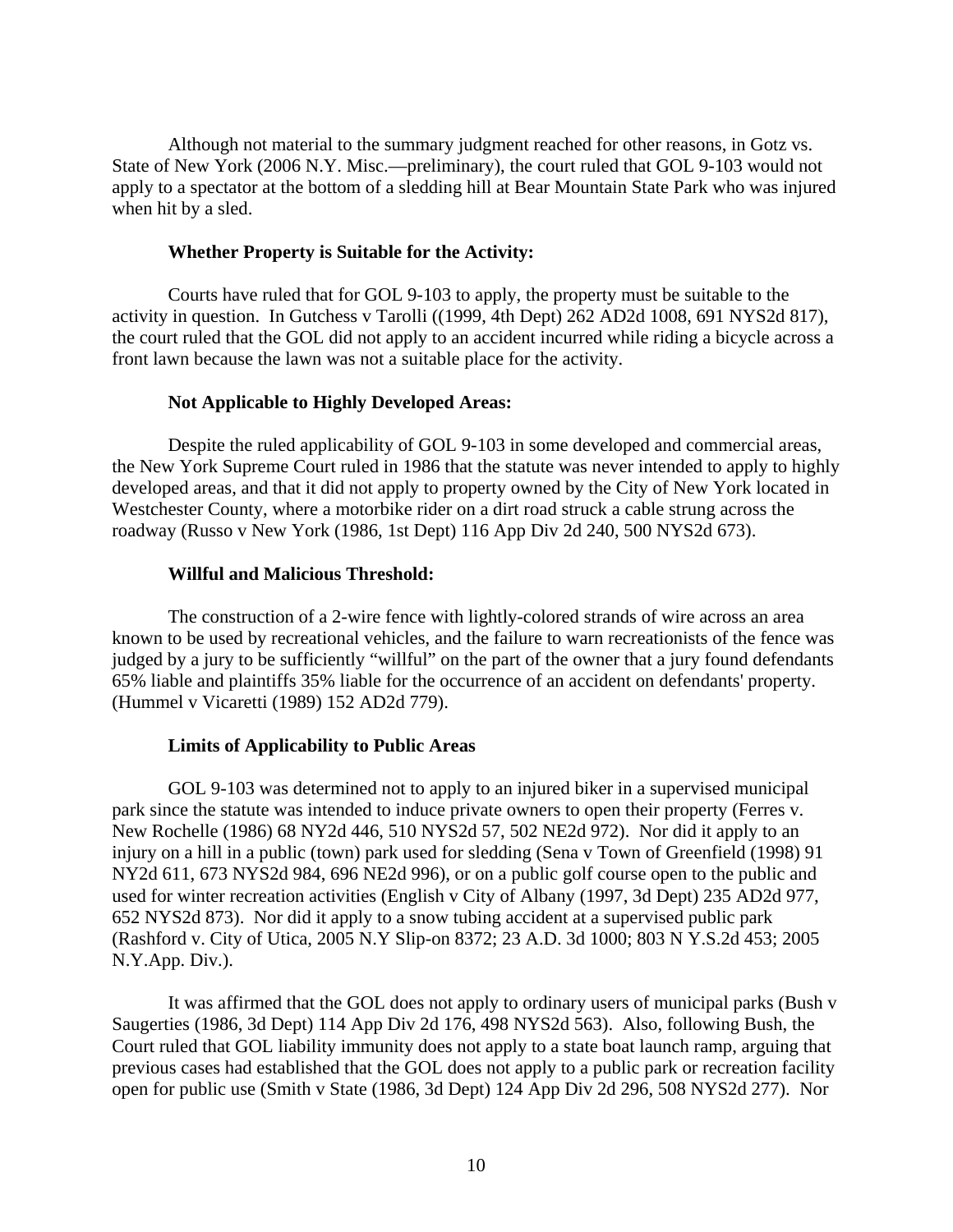Although not material to the summary judgment reached for other reasons, in Gotz vs. State of New York (2006 N.Y. Misc.—preliminary), the court ruled that GOL 9-103 would not apply to a spectator at the bottom of a sledding hill at Bear Mountain State Park who was injured when hit by a sled.

**Whether Property is Suitable for the Activity:**

Courts have ruled that for GOL 9-103 to apply, the property must be suitable to the activity in question. In Gutchess v Tarolli ((1999, 4th Dept) 262 AD2d 1008, 691 NYS2d 817), the court ruled that the GOL did not apply to an accident incurred while riding a bicycle across a front lawn because the lawn was not a suitable place for the activity.

**Not Applicable to Highly Developed Areas:**

Despite the ruled applicability of GOL 9-103 in some developed and commercial areas, the New York Supreme Court ruled in 1986 that the statute was never intended to apply to highly developed areas, and that it did not apply to property owned by the City of New York located in Westchester County, where a motorbike rider on a dirt road struck a cable strung across the roadway (Russo v New York (1986, 1st Dept) 116 App Div 2d 240, 500 NYS2d 673).

**Willful and Malicious Threshold:**

The construction of a 2-wire fence with lightly-colored strands of wire across an area known to be used by recreational vehicles, and the failure to warn recreationists of the fence was judged by a jury to be sufficiently “willful” on the part of the owner that a jury found defendants 65% liable and plaintiffs 35% liable for the occurrence of an accident on defendants' property. (Hummel v Vicaretti (1989) 152 AD2d 779).

**Limits of Applicability to Public Areas**

GOL 9-103 was determined not to apply to an injured biker in a supervised municipal park since the statute was intended to induce private owners to open their property (Ferres v. New Rochelle (1986) 68 NY2d 446, 510 NYS2d 57, 502 NE2d 972). Nor did it apply to an injury on a hill in a public (town) park used for sledding (Sena v Town of Greenfield (1998) 91 NY2d 611, 673 NYS2d 984, 696 NE2d 996), or on a public golf course open to the public and used for winter recreation activities (English v City of Albany (1997, 3d Dept) 235 AD2d 977, 652 NYS2d 873). Nor did it apply to a snow tubing accident at a supervised public park (Rashford v. City of Utica, 2005 N.Y Slip-on 8372; 23 A.D. 3d 1000; 803 N Y.S.2d 453; 2005 N.Y.App. Div.).

It was affirmed that the GOL does not apply to ordinary users of municipal parks (Bush v Saugerties (1986, 3d Dept) 114 App Div 2d 176, 498 NYS2d 563). Also, following Bush, the Court ruled that GOL liability immunity does not apply to a state boat launch ramp, arguing that previous cases had established that the GOL does not apply to a public park or recreation facility open for public use (Smith v State (1986, 3d Dept) 124 App Div 2d 296, 508 NYS2d 277). Nor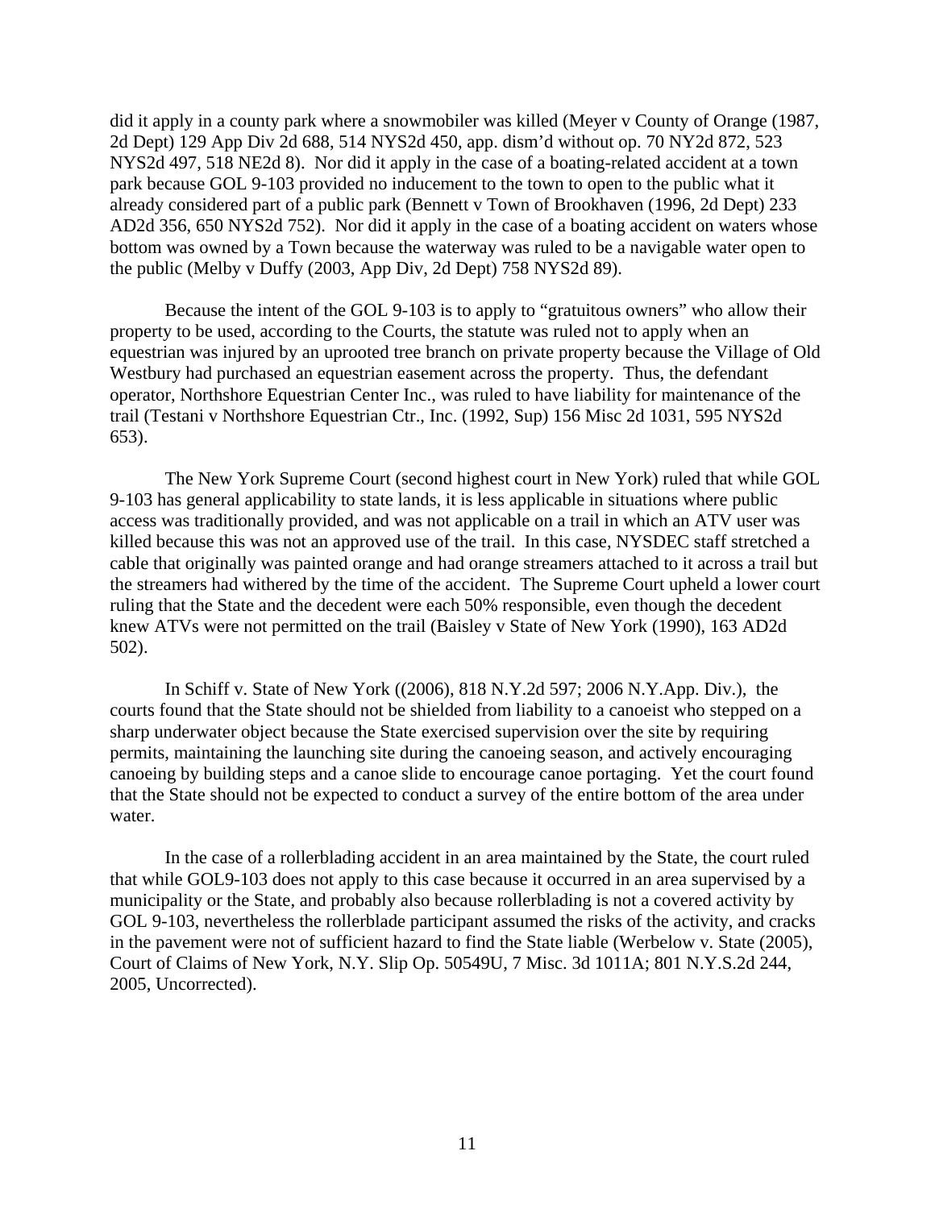did it apply in a county park where a snowmobiler was killed (Meyer v County of Orange (1987, 2d Dept) 129 App Div 2d 688, 514 NYS2d 450, app. dism'd without op. 70 NY2d 872, 523 NYS2d 497, 518 NE2d 8). Nor did it apply in the case of a boating-related accident at a town park because GOL 9-103 provided no inducement to the town to open to the public what it already considered part of a public park (Bennett v Town of Brookhaven (1996, 2d Dept) 233 AD2d 356, 650 NYS2d 752). Nor did it apply in the case of a boating accident on waters whose bottom was owned by a Town because the waterway was ruled to be a navigable water open to the public (Melby v Duffy (2003, App Div, 2d Dept) 758 NYS2d 89).

Because the intent of the GOL 9-103 is to apply to "gratuitous owners" who allow their property to be used, according to the Courts, the statute was ruled not to apply when an equestrian was injured by an uprooted tree branch on private property because the Village of Old Westbury had purchased an equestrian easement across the property. Thus, the defendant operator, Northshore Equestrian Center Inc., was ruled to have liability for maintenance of the trail (Testani v Northshore Equestrian Ctr., Inc. (1992, Sup) 156 Misc 2d 1031, 595 NYS2d 653).

The New York Supreme Court (second highest court in New York) ruled that while GOL 9-103 has general applicability to state lands, it is less applicable in situations where public access was traditionally provided, and was not applicable on a trail in which an ATV user was killed because this was not an approved use of the trail. In this case, NYSDEC staff stretched a cable that originally was painted orange and had orange streamers attached to it across a trail but the streamers had withered by the time of the accident. The Supreme Court upheld a lower court ruling that the State and the decedent were each 50% responsible, even though the decedent knew ATVs were not permitted on the trail (Baisley v State of New York (1990), 163 AD2d 502).

In Schiff v. State of New York ((2006), 818 N.Y.2d 597; 2006 N.Y.App. Div.), the courts found that the State should not be shielded from liability to a canoeist who stepped on a sharp underwater object because the State exercised supervision over the site by requiring permits, maintaining the launching site during the canoeing season, and actively encouraging canoeing by building steps and a canoe slide to encourage canoe portaging. Yet the court found that the State should not be expected to conduct a survey of the entire bottom of the area under water.

In the case of a rollerblading accident in an area maintained by the State, the court ruled that while GOL9-103 does not apply to this case because it occurred in an area supervised by a municipality or the State, and probably also because rollerblading is not a covered activity by GOL 9-103, nevertheless the rollerblade participant assumed the risks of the activity, and cracks in the pavement were not of sufficient hazard to find the State liable (Werbelow v. State (2005), Court of Claims of New York, N.Y. Slip Op. 50549U, 7 Misc. 3d 1011A; 801 N.Y.S.2d 244, 2005, Uncorrected).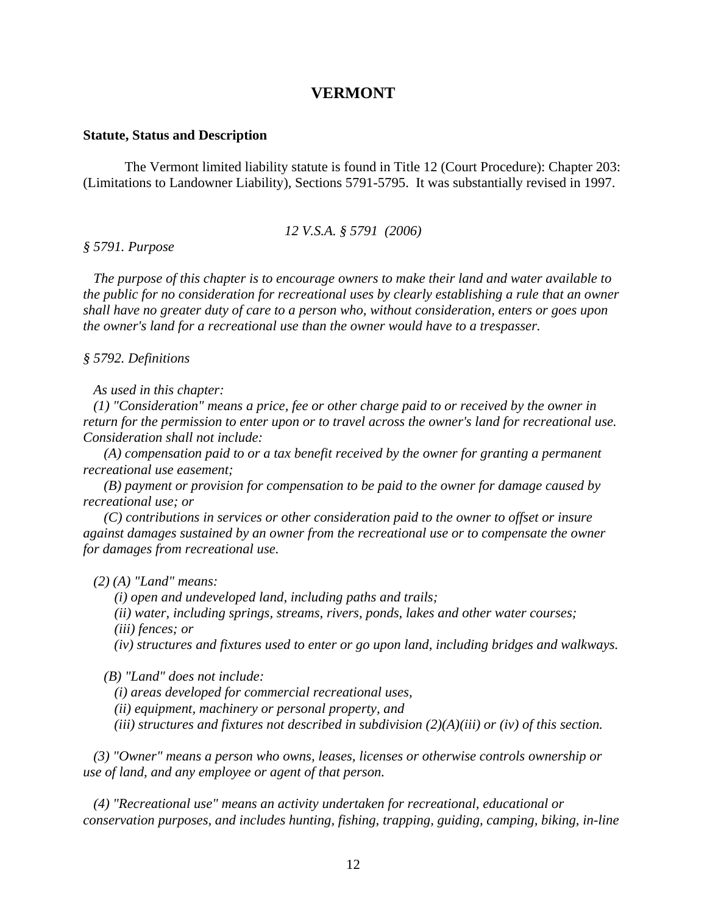## VERMONT

**Statute, Status and Description**

The Vermont limited liability statute is found in Title 12 (Court Procedure): Chapter 203: (Limitations to Landowner Liability), Sections 5791-5795. It was substantially revised in 1997.

*12 V.S.A. § 5791 (2006)*

*§ 5791. Purpose*

*The purpose of this chapter is to encourage owners to make their land and water available to the public for no consideration for recreational uses by clearly establishing a rule that an owner shall have no greater duty of care to a person who, without consideration, enters or goes upon the owner's land for a recreational use than the owner would have to a trespasser.*

*§ 5792. Definitions*

*As used in this chapter:*

*(1) "Consideration" means a price, fee or other charge paid to or received by the owner in return for the permission to enter upon or to travel across the owner's land for recreational use. Consideration shall not include:*

*(A) compensation paid to or a tax benefit received by the owner for granting a permanent recreational use easement;*

*(B) payment or provision for compensation to be paid to the owner for damage caused by recreational use; or*

*(C) contributions in services or other consideration paid to the owner to offset or insure against damages sustained by an owner from the recreational use or to compensate the owner for damages from recreational use.*

*(2) (A) "Land" means:*

*(i) open and undeveloped land, including paths and trails;*

*(ii) water, including springs, streams, rivers, ponds, lakes and other water courses;*

*(iii) fences; or*

*(iv) structures and fixtures used to enter or go upon land, including bridges and walkways.*

*(B) "Land" does not include:*

*(i) areas developed for commercial recreational uses,*

*(ii) equipment, machinery or personal property, and*

*(iii) structures and fixtures not described in subdivision (2)(A)(iii) or (iv) of this section.*

*(3) "Owner" means a person who owns, leases, licenses or otherwise controls ownership or use of land, and any employee or agent of that person.*

*(4) "Recreational use" means an activity undertaken for recreational, educational or conservation purposes, and includes hunting, fishing, trapping, guiding, camping, biking, in-line*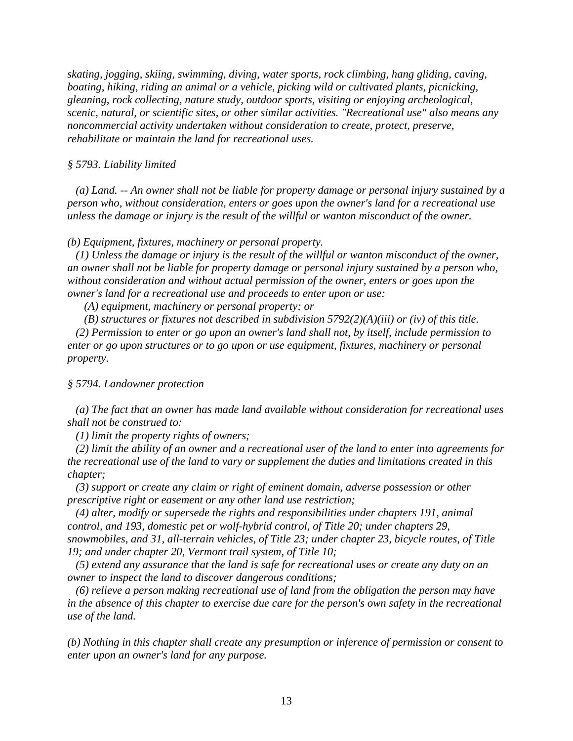*skating, jogging, skiing, swimming, diving, water sports, rock climbing, hang gliding, caving, boating, hiking, riding an animal or a vehicle, picking wild or cultivated plants, picnicking, gleaning, rock collecting, nature study, outdoor sports, visiting or enjoying archeological, scenic, natural, or scientific sites, or other similar activities. "Recreational use" also means any noncommercial activity undertaken without consideration to create, protect, preserve, rehabilitate or maintain the land for recreational uses.*

*§ 5793. Liability limited*

*(a) Land. -- An owner shall not be liable for property damage or personal injury sustained by a person who, without consideration, enters or goes upon the owner's land for a recreational use unless the damage or injury is the result of the willful or wanton misconduct of the owner.*

*(b) Equipment, fixtures, machinery or personal property.*

*(1) Unless the damage or injury is the result of the willful or wanton misconduct of the owner, an owner shall not be liable for property damage or personal injury sustained by a person who, without consideration and without actual permission of the owner, enters or goes upon the owner's land for a recreational use and proceeds to enter upon or use:*

*(A) equipment, machinery or personal property; or*

*(B) structures or fixtures not described in subdivision 5792(2)(A)(iii) or (iv) of this title.*

*(2) Permission to enter or go upon an owner's land shall not, by itself, include permission to enter or go upon structures or to go upon or use equipment, fixtures, machinery or personal property.*

*§ 5794. Landowner protection*

*(a) The fact that an owner has made land available without consideration for recreational uses shall not be construed to:*

*(1) limit the property rights of owners;*

*(2) limit the ability of an owner and a recreational user of the land to enter into agreements for the recreational use of the land to vary or supplement the duties and limitations created in this chapter;*

*(3) support or create any claim or right of eminent domain, adverse possession or other prescriptive right or easement or any other land use restriction;*

*(4) alter, modify or supersede the rights and responsibilities under chapters 191, animal control, and 193, domestic pet or wolf-hybrid control, of Title 20; under chapters 29, snowmobiles, and 31, all-terrain vehicles, of Title 23; under chapter 23, bicycle routes, of Title 19; and under chapter 20, Vermont trail system, of Title 10;*

*(5) extend any assurance that the land is safe for recreational uses or create any duty on an owner to inspect the land to discover dangerous conditions;*

*(6) relieve a person making recreational use of land from the obligation the person may have in the absence of this chapter to exercise due care for the person's own safety in the recreational use of the land.*

*(b) Nothing in this chapter shall create any presumption or inference of permission or consent to enter upon an owner's land for any purpose.*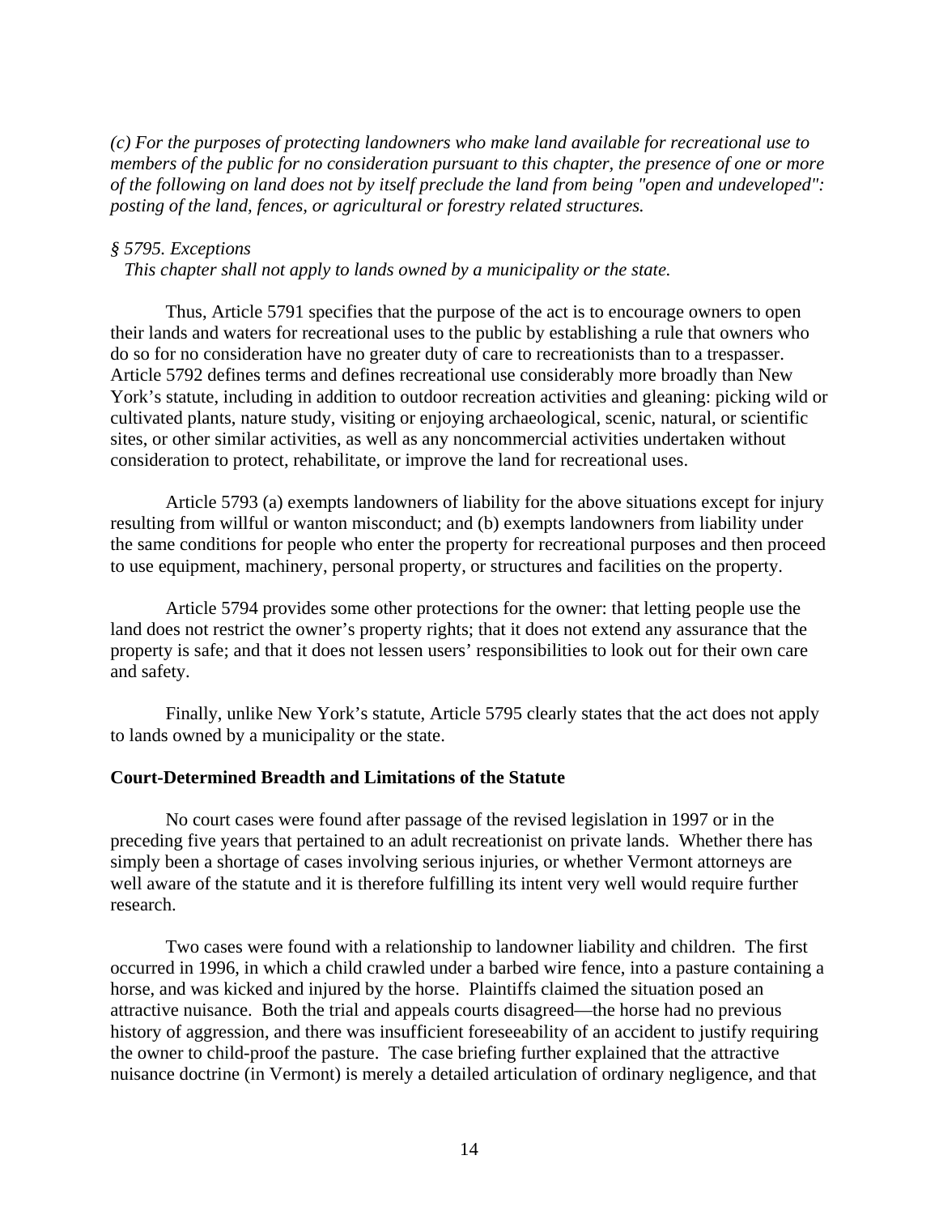*(c) For the purposes of protecting landowners who make land available for recreational use to members of the public for no consideration pursuant to this chapter, the presence of one or more of the following on land does not by itself preclude the land from being "open and undeveloped": posting of the land, fences, or agricultural or forestry related structures.*

*§ 5795. Exceptions*
*This chapter shall not apply to lands owned by a municipality or the state.*

Thus, Article 5791 specifies that the purpose of the act is to encourage owners to open their lands and waters for recreational uses to the public by establishing a rule that owners who do so for no consideration have no greater duty of care to recreationists than to a trespasser. Article 5792 defines terms and defines recreational use considerably more broadly than New York's statute, including in addition to outdoor recreation activities and gleaning: picking wild or cultivated plants, nature study, visiting or enjoying archaeological, scenic, natural, or scientific sites, or other similar activities, as well as any noncommercial activities undertaken without consideration to protect, rehabilitate, or improve the land for recreational uses.

Article 5793 (a) exempts landowners of liability for the above situations except for injury resulting from willful or wanton misconduct; and (b) exempts landowners from liability under the same conditions for people who enter the property for recreational purposes and then proceed to use equipment, machinery, personal property, or structures and facilities on the property.

Article 5794 provides some other protections for the owner: that letting people use the land does not restrict the owner's property rights; that it does not extend any assurance that the property is safe; and that it does not lessen users' responsibilities to look out for their own care and safety.

Finally, unlike New York's statute, Article 5795 clearly states that the act does not apply to lands owned by a municipality or the state.

**Court-Determined Breadth and Limitations of the Statute**

No court cases were found after passage of the revised legislation in 1997 or in the preceding five years that pertained to an adult recreationist on private lands. Whether there has simply been a shortage of cases involving serious injuries, or whether Vermont attorneys are well aware of the statute and it is therefore fulfilling its intent very well would require further research.

Two cases were found with a relationship to landowner liability and children. The first occurred in 1996, in which a child crawled under a barbed wire fence, into a pasture containing a horse, and was kicked and injured by the horse. Plaintiffs claimed the situation posed an attractive nuisance. Both the trial and appeals courts disagreed—the horse had no previous history of aggression, and there was insufficient foreseeability of an accident to justify requiring the owner to child-proof the pasture. The case briefing further explained that the attractive nuisance doctrine (in Vermont) is merely a detailed articulation of ordinary negligence, and that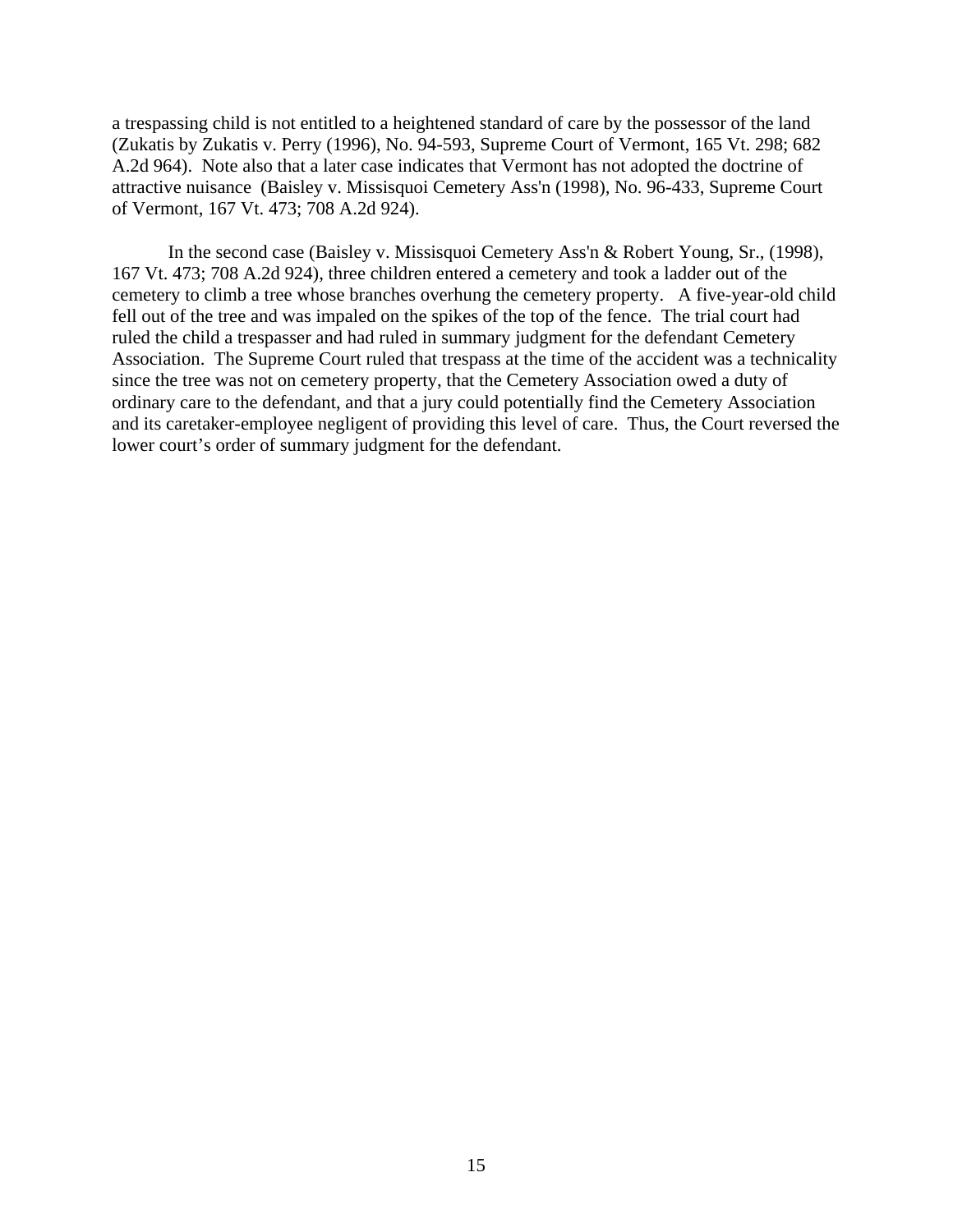a trespassing child is not entitled to a heightened standard of care by the possessor of the land (Zukatis by Zukatis v. Perry (1996), No. 94-593, Supreme Court of Vermont, 165 Vt. 298; 682 A.2d 964). Note also that a later case indicates that Vermont has not adopted the doctrine of attractive nuisance (Baisley v. Missisquoi Cemetery Ass'n (1998), No. 96-433, Supreme Court of Vermont, 167 Vt. 473; 708 A.2d 924).

In the second case (Baisley v. Missisquoi Cemetery Ass'n & Robert Young, Sr., (1998), 167 Vt. 473; 708 A.2d 924), three children entered a cemetery and took a ladder out of the cemetery to climb a tree whose branches overhung the cemetery property. A five-year-old child fell out of the tree and was impaled on the spikes of the top of the fence. The trial court had ruled the child a trespasser and had ruled in summary judgment for the defendant Cemetery Association. The Supreme Court ruled that trespass at the time of the accident was a technicality since the tree was not on cemetery property, that the Cemetery Association owed a duty of ordinary care to the defendant, and that a jury could potentially find the Cemetery Association and its caretaker-employee negligent of providing this level of care. Thus, the Court reversed the lower court's order of summary judgment for the defendant.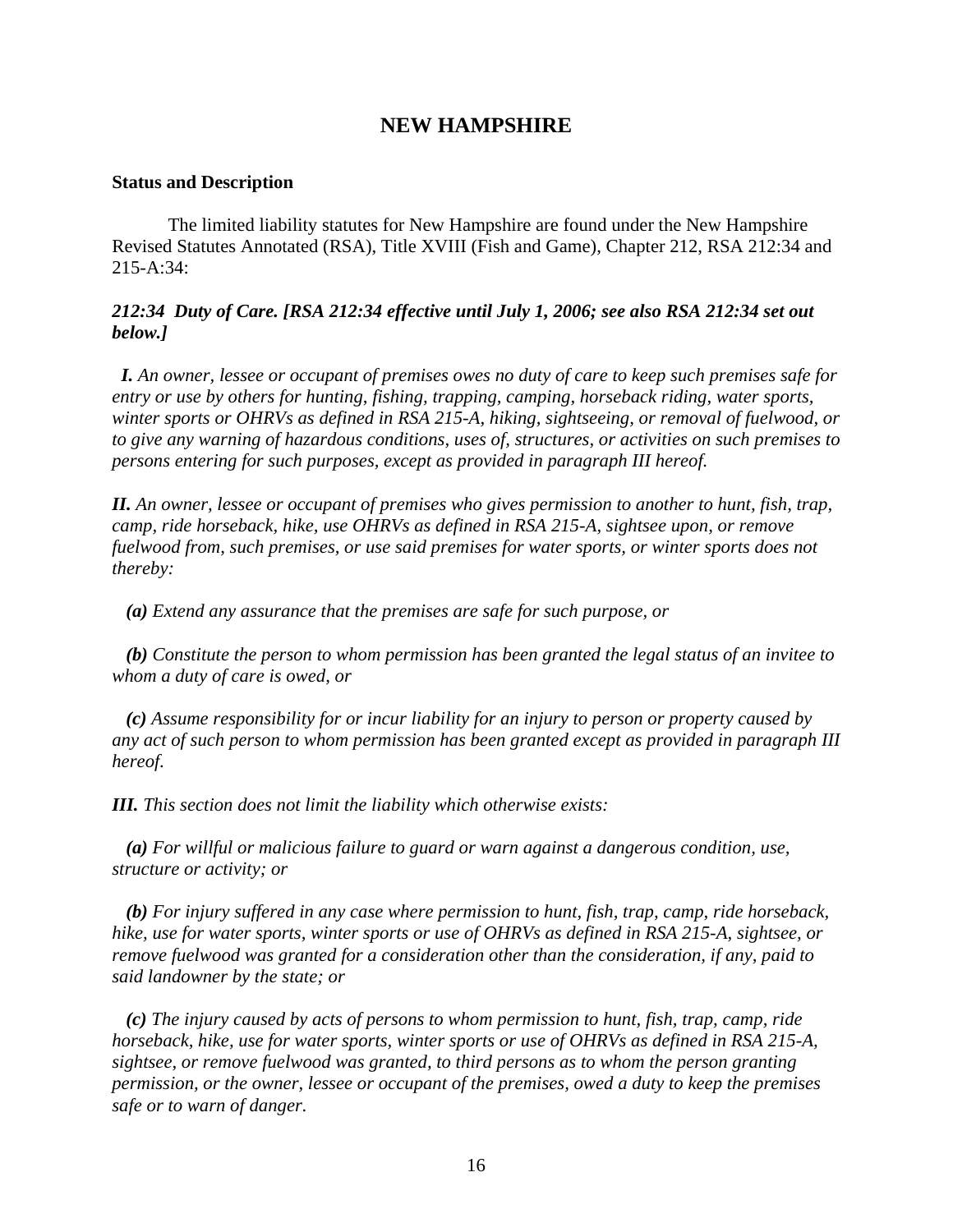## NEW HAMPSHIRE

**Status and Description**

The limited liability statutes for New Hampshire are found under the New Hampshire Revised Statutes Annotated (RSA), Title XVIII (Fish and Game), Chapter 212, RSA 212:34 and 215-A:34:

***212:34 Duty of Care. [RSA 212:34 effective until July 1, 2006; see also RSA 212:34 set out below.]***

***I.*** *An owner, lessee or occupant of premises owes no duty of care to keep such premises safe for entry or use by others for hunting, fishing, trapping, camping, horseback riding, water sports, winter sports or OHRVs as defined in RSA 215-A, hiking, sightseeing, or removal of fuelwood, or to give any warning of hazardous conditions, uses of, structures, or activities on such premises to persons entering for such purposes, except as provided in paragraph III hereof.*

***II.*** *An owner, lessee or occupant of premises who gives permission to another to hunt, fish, trap, camp, ride horseback, hike, use OHRVs as defined in RSA 215-A, sightsee upon, or remove fuelwood from, such premises, or use said premises for water sports, or winter sports does not thereby:*

***(a)*** *Extend any assurance that the premises are safe for such purpose, or*

***(b)*** *Constitute the person to whom permission has been granted the legal status of an invitee to whom a duty of care is owed, or*

***(c)*** *Assume responsibility for or incur liability for an injury to person or property caused by any act of such person to whom permission has been granted except as provided in paragraph III hereof.*

***III.*** *This section does not limit the liability which otherwise exists:*

***(a)*** *For willful or malicious failure to guard or warn against a dangerous condition, use, structure or activity; or*

***(b)*** *For injury suffered in any case where permission to hunt, fish, trap, camp, ride horseback, hike, use for water sports, winter sports or use of OHRVs as defined in RSA 215-A, sightsee, or remove fuelwood was granted for a consideration other than the consideration, if any, paid to said landowner by the state; or*

***(c)*** *The injury caused by acts of persons to whom permission to hunt, fish, trap, camp, ride horseback, hike, use for water sports, winter sports or use of OHRVs as defined in RSA 215-A, sightsee, or remove fuelwood was granted, to third persons as to whom the person granting permission, or the owner, lessee or occupant of the premises, owed a duty to keep the premises safe or to warn of danger.*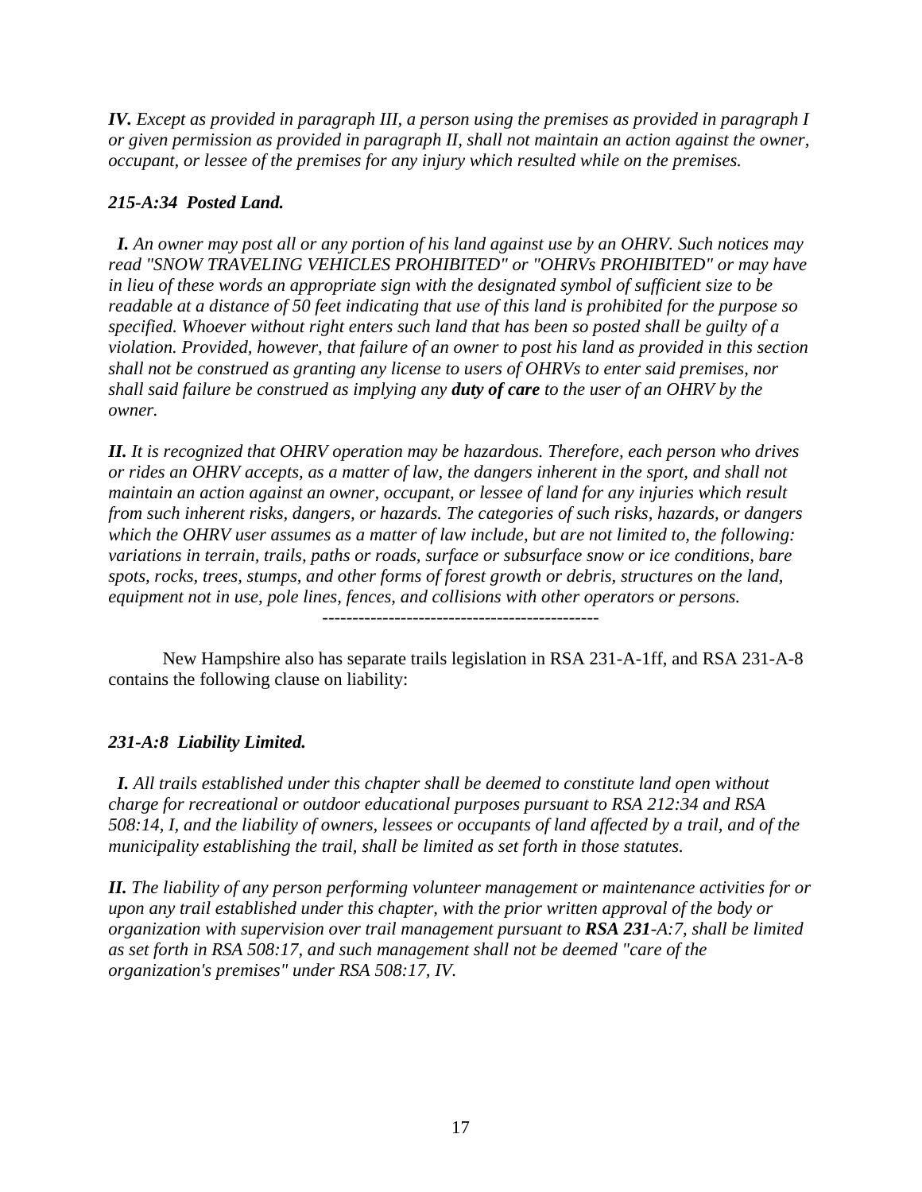***IV.*** *Except as provided in paragraph III, a person using the premises as provided in paragraph I or given permission as provided in paragraph II, shall not maintain an action against the owner, occupant, or lessee of the premises for any injury which resulted while on the premises.*

***215-A:34 Posted Land.***

***I.*** *An owner may post all or any portion of his land against use by an OHRV. Such notices may read "SNOW TRAVELING VEHICLES PROHIBITED" or "OHRVs PROHIBITED" or may have in lieu of these words an appropriate sign with the designated symbol of sufficient size to be readable at a distance of 50 feet indicating that use of this land is prohibited for the purpose so specified. Whoever without right enters such land that has been so posted shall be guilty of a violation. Provided, however, that failure of an owner to post his land as provided in this section shall not be construed as granting any license to users of OHRVs to enter said premises, nor shall said failure be construed as implying any* ***duty of care*** *to the user of an OHRV by the owner.*

***II.*** *It is recognized that OHRV operation may be hazardous. Therefore, each person who drives or rides an OHRV accepts, as a matter of law, the dangers inherent in the sport, and shall not maintain an action against an owner, occupant, or lessee of land for any injuries which result from such inherent risks, dangers, or hazards. The categories of such risks, hazards, or dangers which the OHRV user assumes as a matter of law include, but are not limited to, the following: variations in terrain, trails, paths or roads, surface or subsurface snow or ice conditions, bare spots, rocks, trees, stumps, and other forms of forest growth or debris, structures on the land, equipment not in use, pole lines, fences, and collisions with other operators or persons.*

----------------------------------------------

New Hampshire also has separate trails legislation in RSA 231-A-1ff, and RSA 231-A-8 contains the following clause on liability:

***231-A:8 Liability Limited.***

***I.*** *All trails established under this chapter shall be deemed to constitute land open without charge for recreational or outdoor educational purposes pursuant to RSA 212:34 and RSA 508:14, I, and the liability of owners, lessees or occupants of land affected by a trail, and of the municipality establishing the trail, shall be limited as set forth in those statutes.*

***II.*** *The liability of any person performing volunteer management or maintenance activities for or upon any trail established under this chapter, with the prior written approval of the body or organization with supervision over trail management pursuant to* ***RSA 231****-A:7, shall be limited as set forth in RSA 508:17, and such management shall not be deemed "care of the organization's premises" under RSA 508:17, IV.*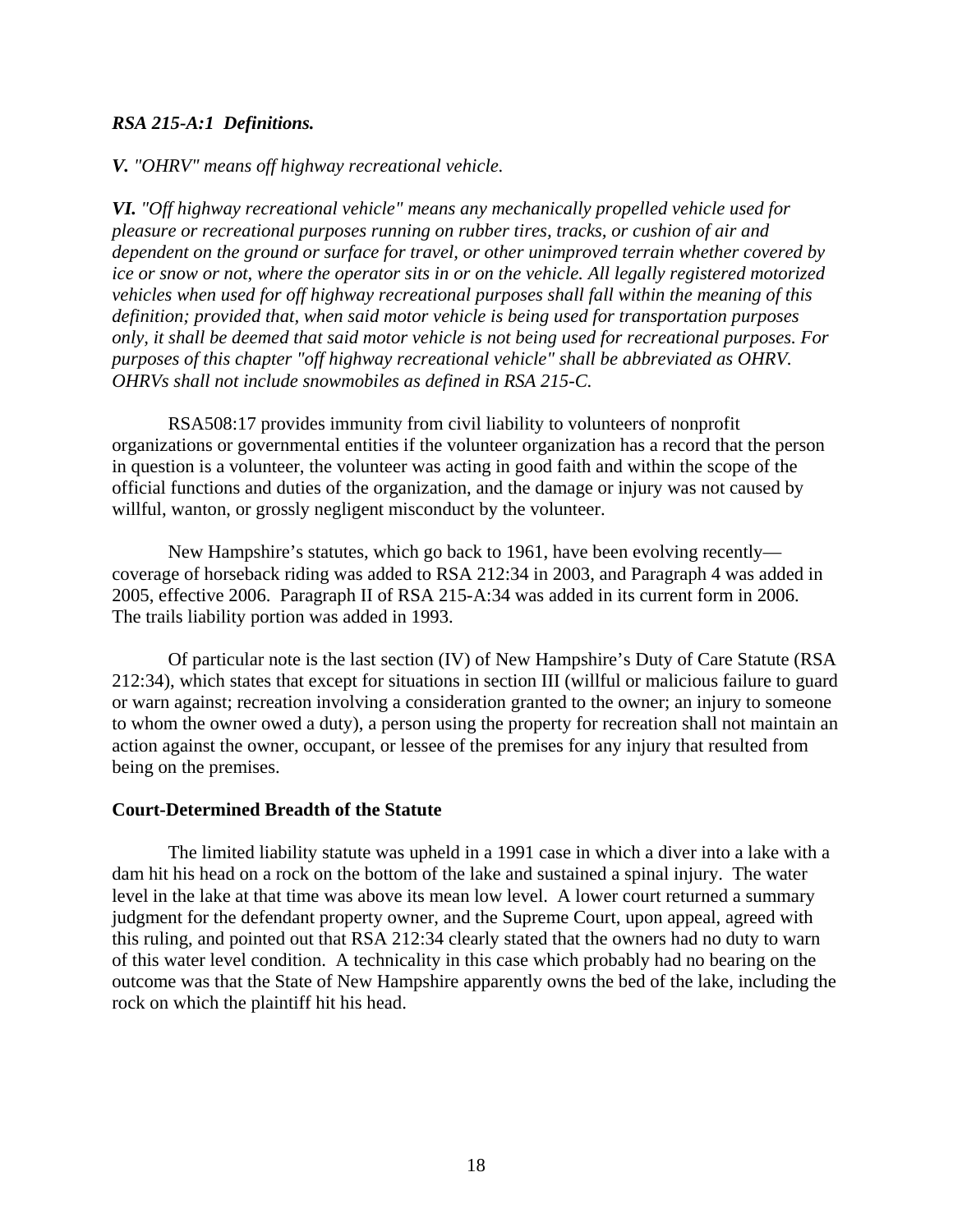***RSA 215-A:1 Definitions.***

***V.*** *"OHRV" means off highway recreational vehicle.*

***VI.*** *"Off highway recreational vehicle" means any mechanically propelled vehicle used for pleasure or recreational purposes running on rubber tires, tracks, or cushion of air and dependent on the ground or surface for travel, or other unimproved terrain whether covered by ice or snow or not, where the operator sits in or on the vehicle. All legally registered motorized vehicles when used for off highway recreational purposes shall fall within the meaning of this definition; provided that, when said motor vehicle is being used for transportation purposes only, it shall be deemed that said motor vehicle is not being used for recreational purposes. For purposes of this chapter "off highway recreational vehicle" shall be abbreviated as OHRV. OHRVs shall not include snowmobiles as defined in RSA 215-C.*

RSA508:17 provides immunity from civil liability to volunteers of nonprofit organizations or governmental entities if the volunteer organization has a record that the person in question is a volunteer, the volunteer was acting in good faith and within the scope of the official functions and duties of the organization, and the damage or injury was not caused by willful, wanton, or grossly negligent misconduct by the volunteer.

New Hampshire's statutes, which go back to 1961, have been evolving recently—coverage of horseback riding was added to RSA 212:34 in 2003, and Paragraph 4 was added in 2005, effective 2006. Paragraph II of RSA 215-A:34 was added in its current form in 2006. The trails liability portion was added in 1993.

Of particular note is the last section (IV) of New Hampshire's Duty of Care Statute (RSA 212:34), which states that except for situations in section III (willful or malicious failure to guard or warn against; recreation involving a consideration granted to the owner; an injury to someone to whom the owner owed a duty), a person using the property for recreation shall not maintain an action against the owner, occupant, or lessee of the premises for any injury that resulted from being on the premises.

**Court-Determined Breadth of the Statute**

The limited liability statute was upheld in a 1991 case in which a diver into a lake with a dam hit his head on a rock on the bottom of the lake and sustained a spinal injury. The water level in the lake at that time was above its mean low level. A lower court returned a summary judgment for the defendant property owner, and the Supreme Court, upon appeal, agreed with this ruling, and pointed out that RSA 212:34 clearly stated that the owners had no duty to warn of this water level condition. A technicality in this case which probably had no bearing on the outcome was that the State of New Hampshire apparently owns the bed of the lake, including the rock on which the plaintiff hit his head.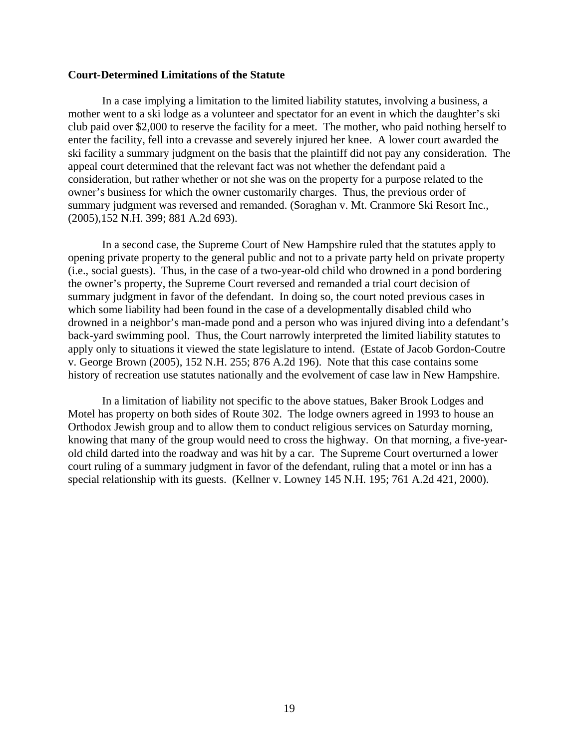**Court-Determined Limitations of the Statute**

In a case implying a limitation to the limited liability statutes, involving a business, a mother went to a ski lodge as a volunteer and spectator for an event in which the daughter's ski club paid over $2,000 to reserve the facility for a meet. The mother, who paid nothing herself to enter the facility, fell into a crevasse and severely injured her knee. A lower court awarded the ski facility a summary judgment on the basis that the plaintiff did not pay any consideration. The appeal court determined that the relevant fact was not whether the defendant paid a consideration, but rather whether or not she was on the property for a purpose related to the owner's business for which the owner customarily charges. Thus, the previous order of summary judgment was reversed and remanded. (Soraghan v. Mt. Cranmore Ski Resort Inc., (2005),152 N.H. 399; 881 A.2d 693).

In a second case, the Supreme Court of New Hampshire ruled that the statutes apply to opening private property to the general public and not to a private party held on private property (i.e., social guests). Thus, in the case of a two-year-old child who drowned in a pond bordering the owner's property, the Supreme Court reversed and remanded a trial court decision of summary judgment in favor of the defendant. In doing so, the court noted previous cases in which some liability had been found in the case of a developmentally disabled child who drowned in a neighbor's man-made pond and a person who was injured diving into a defendant's back-yard swimming pool. Thus, the Court narrowly interpreted the limited liability statutes to apply only to situations it viewed the state legislature to intend. (Estate of Jacob Gordon-Coutre v. George Brown (2005), 152 N.H. 255; 876 A.2d 196). Note that this case contains some history of recreation use statutes nationally and the evolvement of case law in New Hampshire.

In a limitation of liability not specific to the above statues, Baker Brook Lodges and Motel has property on both sides of Route 302. The lodge owners agreed in 1993 to house an Orthodox Jewish group and to allow them to conduct religious services on Saturday morning, knowing that many of the group would need to cross the highway. On that morning, a five-year-old child darted into the roadway and was hit by a car. The Supreme Court overturned a lower court ruling of a summary judgment in favor of the defendant, ruling that a motel or inn has a special relationship with its guests. (Kellner v. Lowney 145 N.H. 195; 761 A.2d 421, 2000).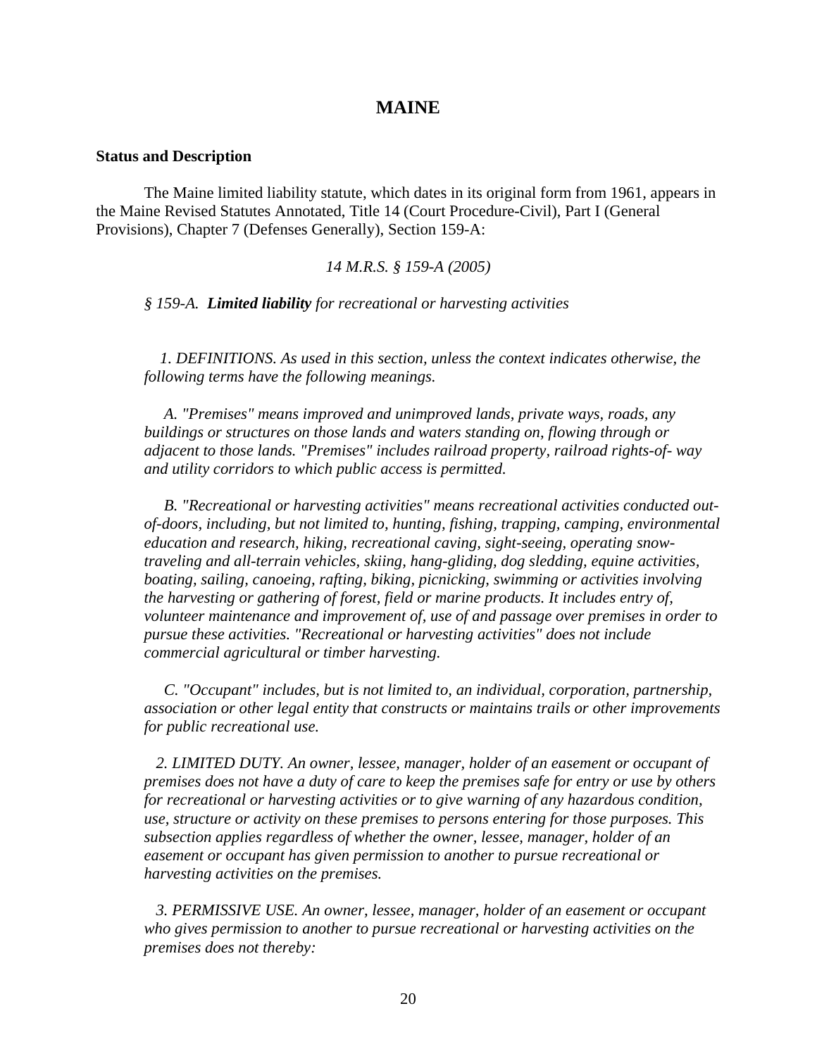## MAINE

**Status and Description**

The Maine limited liability statute, which dates in its original form from 1961, appears in the Maine Revised Statutes Annotated, Title 14 (Court Procedure-Civil), Part I (General Provisions), Chapter 7 (Defenses Generally), Section 159-A:

*14 M.R.S. § 159-A (2005)*

*§ 159-A. **Limited liability** for recreational or harvesting activities*

*1. DEFINITIONS. As used in this section, unless the context indicates otherwise, the following terms have the following meanings.*

*A. "Premises" means improved and unimproved lands, private ways, roads, any buildings or structures on those lands and waters standing on, flowing through or adjacent to those lands. "Premises" includes railroad property, railroad rights-of- way and utility corridors to which public access is permitted.*

*B. "Recreational or harvesting activities" means recreational activities conducted out-of-doors, including, but not limited to, hunting, fishing, trapping, camping, environmental education and research, hiking, recreational caving, sight-seeing, operating snow-traveling and all-terrain vehicles, skiing, hang-gliding, dog sledding, equine activities, boating, sailing, canoeing, rafting, biking, picnicking, swimming or activities involving the harvesting or gathering of forest, field or marine products. It includes entry of, volunteer maintenance and improvement of, use of and passage over premises in order to pursue these activities. "Recreational or harvesting activities" does not include commercial agricultural or timber harvesting.*

*C. "Occupant" includes, but is not limited to, an individual, corporation, partnership, association or other legal entity that constructs or maintains trails or other improvements for public recreational use.*

*2. LIMITED DUTY. An owner, lessee, manager, holder of an easement or occupant of premises does not have a duty of care to keep the premises safe for entry or use by others for recreational or harvesting activities or to give warning of any hazardous condition, use, structure or activity on these premises to persons entering for those purposes. This subsection applies regardless of whether the owner, lessee, manager, holder of an easement or occupant has given permission to another to pursue recreational or harvesting activities on the premises.*

*3. PERMISSIVE USE. An owner, lessee, manager, holder of an easement or occupant who gives permission to another to pursue recreational or harvesting activities on the premises does not thereby:*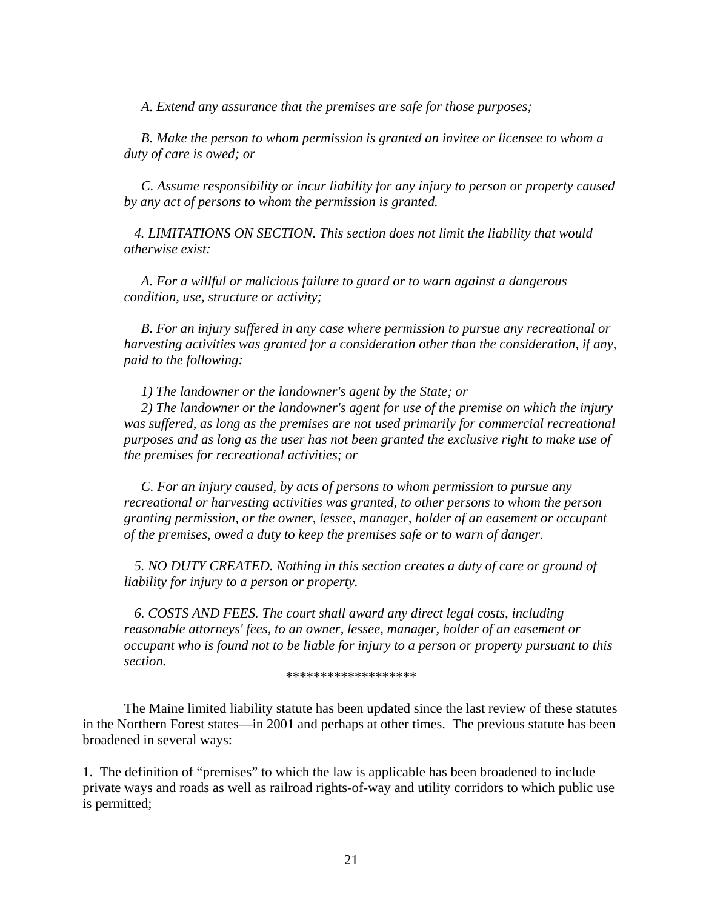*A. Extend any assurance that the premises are safe for those purposes;*

*B. Make the person to whom permission is granted an invitee or licensee to whom a duty of care is owed; or*

*C. Assume responsibility or incur liability for any injury to person or property caused by any act of persons to whom the permission is granted.*

*4. LIMITATIONS ON SECTION. This section does not limit the liability that would otherwise exist:*

*A. For a willful or malicious failure to guard or to warn against a dangerous condition, use, structure or activity;*

*B. For an injury suffered in any case where permission to pursue any recreational or harvesting activities was granted for a consideration other than the consideration, if any, paid to the following:*

*1) The landowner or the landowner's agent by the State; or*
*2) The landowner or the landowner's agent for use of the premise on which the injury was suffered, as long as the premises are not used primarily for commercial recreational purposes and as long as the user has not been granted the exclusive right to make use of the premises for recreational activities; or*

*C. For an injury caused, by acts of persons to whom permission to pursue any recreational or harvesting activities was granted, to other persons to whom the person granting permission, or the owner, lessee, manager, holder of an easement or occupant of the premises, owed a duty to keep the premises safe or to warn of danger.*

*5. NO DUTY CREATED. Nothing in this section creates a duty of care or ground of liability for injury to a person or property.*

*6. COSTS AND FEES. The court shall award any direct legal costs, including reasonable attorneys' fees, to an owner, lessee, manager, holder of an easement or occupant who is found not to be liable for injury to a person or property pursuant to this section.*

*******************

The Maine limited liability statute has been updated since the last review of these statutes in the Northern Forest states—in 2001 and perhaps at other times. The previous statute has been broadened in several ways:

1. The definition of "premises" to which the law is applicable has been broadened to include private ways and roads as well as railroad rights-of-way and utility corridors to which public use is permitted;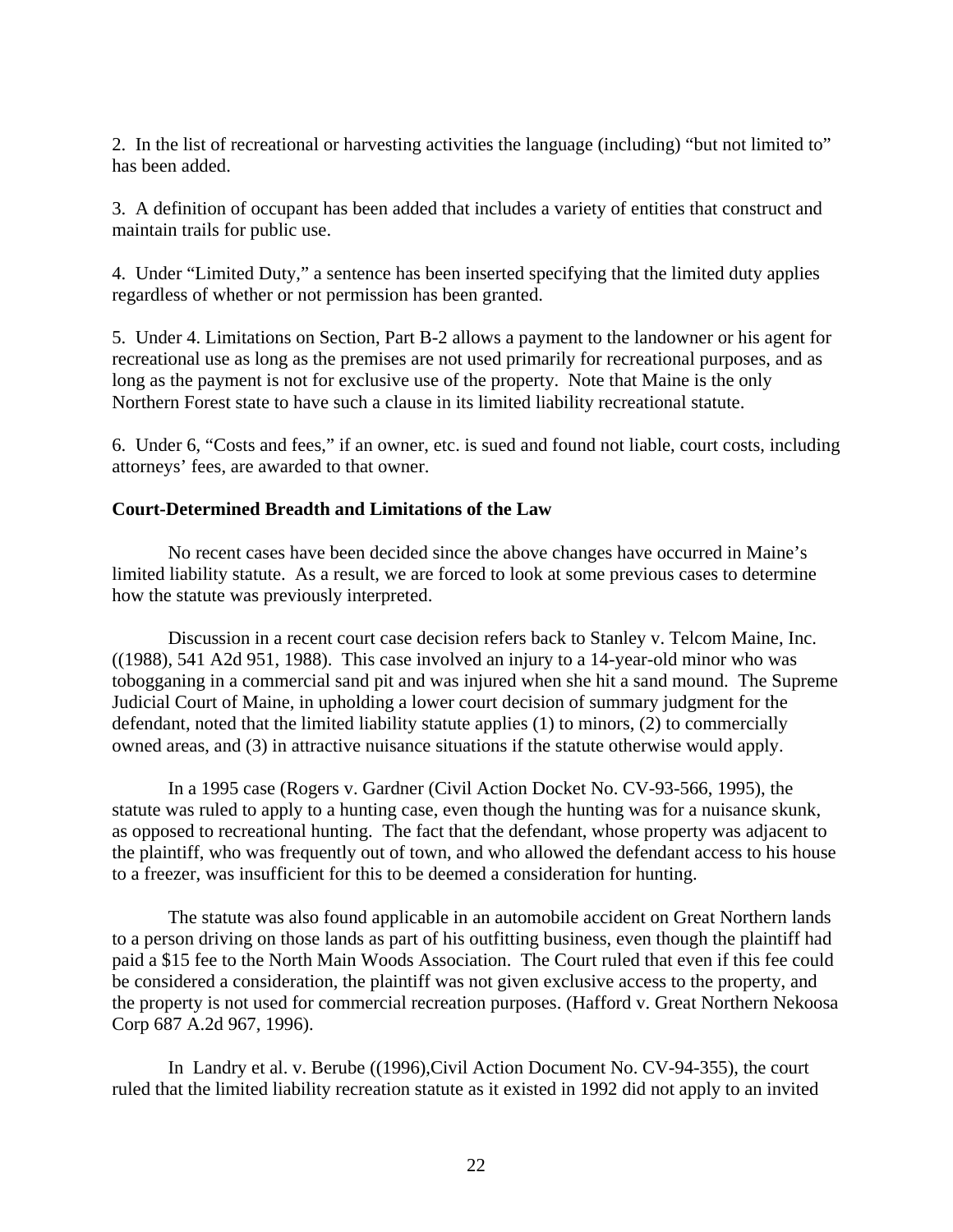2. In the list of recreational or harvesting activities the language (including) "but not limited to" has been added.

3. A definition of occupant has been added that includes a variety of entities that construct and maintain trails for public use.

4. Under "Limited Duty," a sentence has been inserted specifying that the limited duty applies regardless of whether or not permission has been granted.

5. Under 4. Limitations on Section, Part B-2 allows a payment to the landowner or his agent for recreational use as long as the premises are not used primarily for recreational purposes, and as long as the payment is not for exclusive use of the property. Note that Maine is the only Northern Forest state to have such a clause in its limited liability recreational statute.

6. Under 6, "Costs and fees," if an owner, etc. is sued and found not liable, court costs, including attorneys' fees, are awarded to that owner.

**Court-Determined Breadth and Limitations of the Law**

No recent cases have been decided since the above changes have occurred in Maine's limited liability statute. As a result, we are forced to look at some previous cases to determine how the statute was previously interpreted.

Discussion in a recent court case decision refers back to Stanley v. Telcom Maine, Inc. ((1988), 541 A2d 951, 1988). This case involved an injury to a 14-year-old minor who was tobogganing in a commercial sand pit and was injured when she hit a sand mound. The Supreme Judicial Court of Maine, in upholding a lower court decision of summary judgment for the defendant, noted that the limited liability statute applies (1) to minors, (2) to commercially owned areas, and (3) in attractive nuisance situations if the statute otherwise would apply.

In a 1995 case (Rogers v. Gardner (Civil Action Docket No. CV-93-566, 1995), the statute was ruled to apply to a hunting case, even though the hunting was for a nuisance skunk, as opposed to recreational hunting. The fact that the defendant, whose property was adjacent to the plaintiff, who was frequently out of town, and who allowed the defendant access to his house to a freezer, was insufficient for this to be deemed a consideration for hunting.

The statute was also found applicable in an automobile accident on Great Northern lands to a person driving on those lands as part of his outfitting business, even though the plaintiff had paid a $15 fee to the North Main Woods Association. The Court ruled that even if this fee could be considered a consideration, the plaintiff was not given exclusive access to the property, and the property is not used for commercial recreation purposes. (Hafford v. Great Northern Nekoosa Corp 687 A.2d 967, 1996).

In Landry et al. v. Berube ((1996),Civil Action Document No. CV-94-355), the court ruled that the limited liability recreation statute as it existed in 1992 did not apply to an invited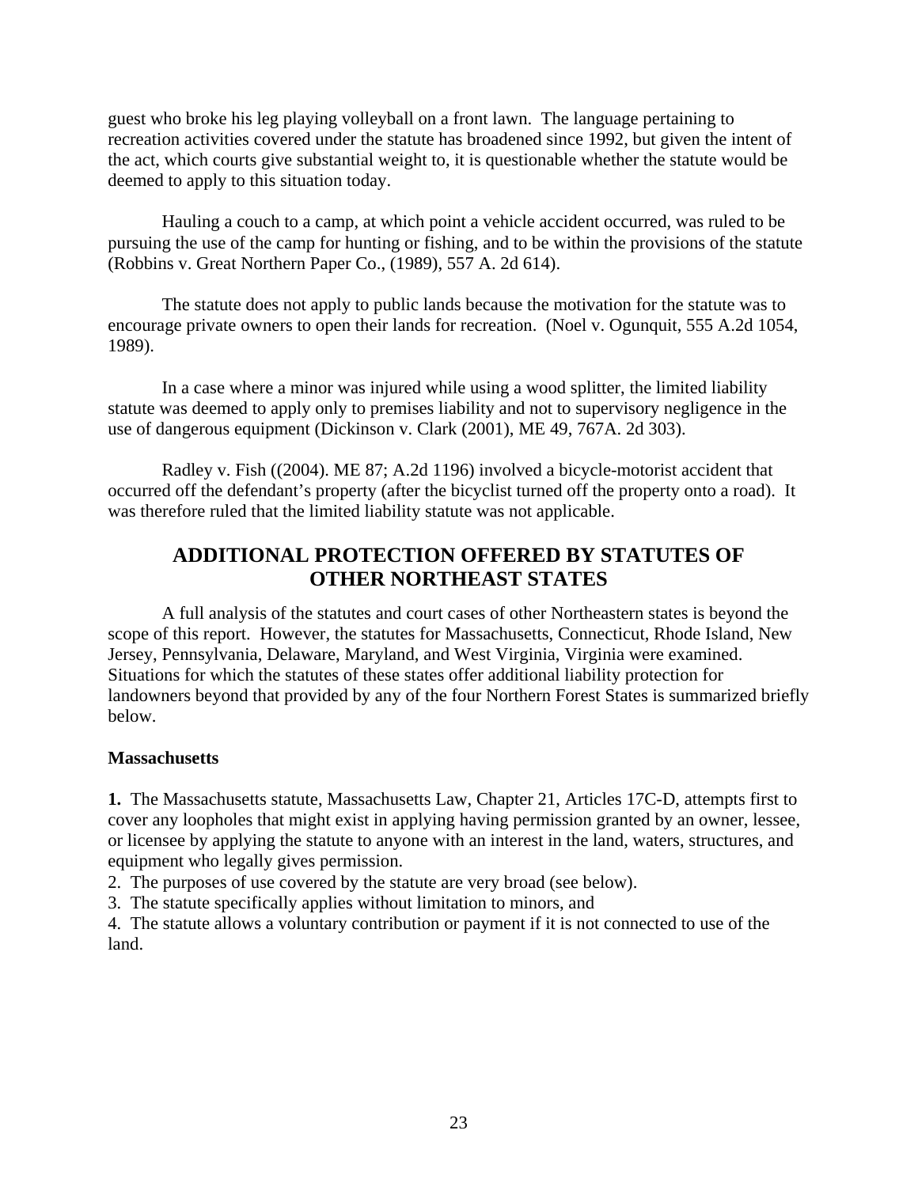guest who broke his leg playing volleyball on a front lawn. The language pertaining to recreation activities covered under the statute has broadened since 1992, but given the intent of the act, which courts give substantial weight to, it is questionable whether the statute would be deemed to apply to this situation today.

Hauling a couch to a camp, at which point a vehicle accident occurred, was ruled to be pursuing the use of the camp for hunting or fishing, and to be within the provisions of the statute (Robbins v. Great Northern Paper Co., (1989), 557 A. 2d 614).

The statute does not apply to public lands because the motivation for the statute was to encourage private owners to open their lands for recreation. (Noel v. Ogunquit, 555 A.2d 1054, 1989).

In a case where a minor was injured while using a wood splitter, the limited liability statute was deemed to apply only to premises liability and not to supervisory negligence in the use of dangerous equipment (Dickinson v. Clark (2001), ME 49, 767A. 2d 303).

Radley v. Fish ((2004). ME 87; A.2d 1196) involved a bicycle-motorist accident that occurred off the defendant's property (after the bicyclist turned off the property onto a road). It was therefore ruled that the limited liability statute was not applicable.

## ADDITIONAL PROTECTION OFFERED BY STATUTES OF OTHER NORTHEAST STATES

A full analysis of the statutes and court cases of other Northeastern states is beyond the scope of this report. However, the statutes for Massachusetts, Connecticut, Rhode Island, New Jersey, Pennsylvania, Delaware, Maryland, and West Virginia, Virginia were examined. Situations for which the statutes of these states offer additional liability protection for landowners beyond that provided by any of the four Northern Forest States is summarized briefly below.

### Massachusetts

**1.** The Massachusetts statute, Massachusetts Law, Chapter 21, Articles 17C-D, attempts first to cover any loopholes that might exist in applying having permission granted by an owner, lessee, or licensee by applying the statute to anyone with an interest in the land, waters, structures, and equipment who legally gives permission.

2. The purposes of use covered by the statute are very broad (see below).

3. The statute specifically applies without limitation to minors, and

4. The statute allows a voluntary contribution or payment if it is not connected to use of the land.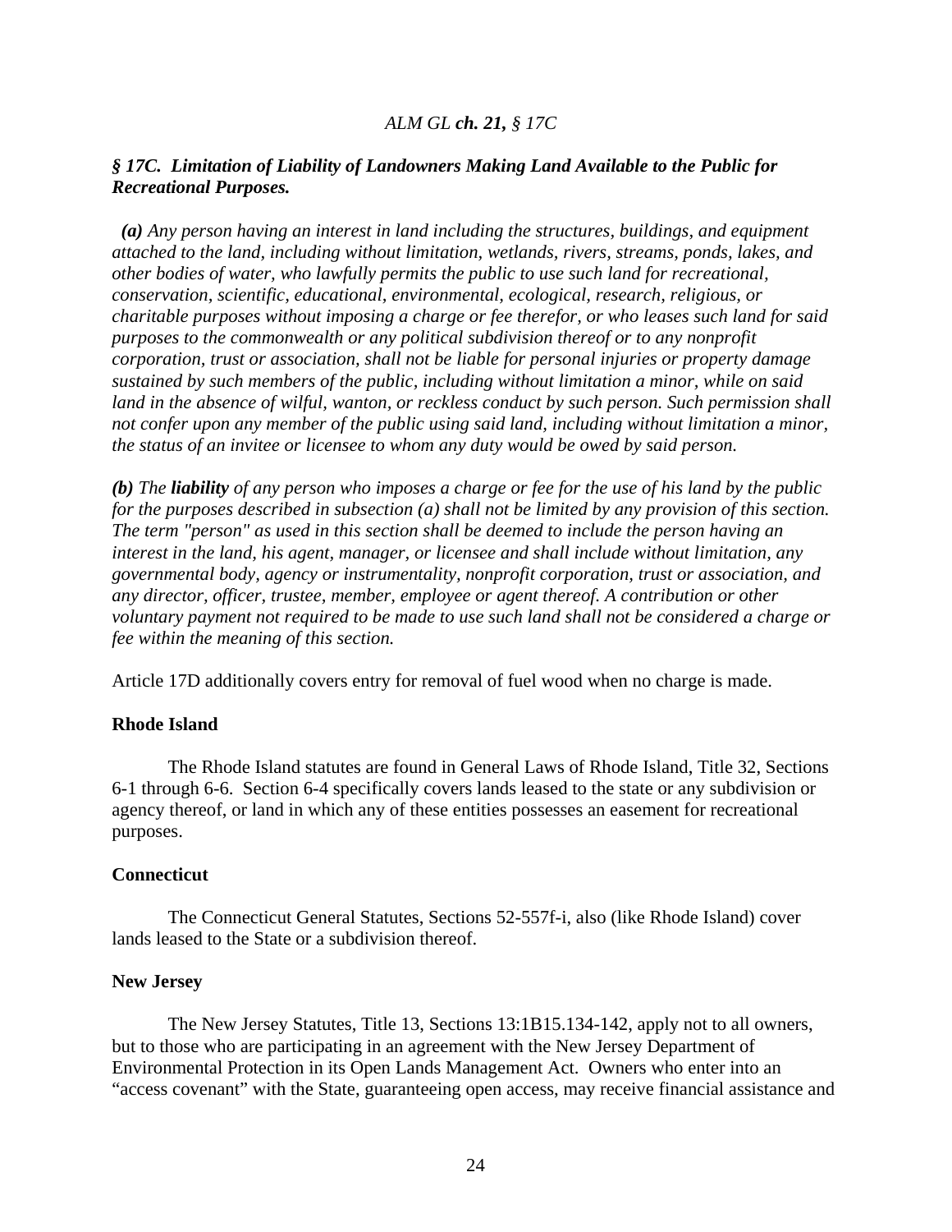*ALM GL **ch. 21,** § 17C*

***§ 17C. Limitation of Liability of Landowners Making Land Available to the Public for Recreational Purposes.***

***(a)*** *Any person having an interest in land including the structures, buildings, and equipment attached to the land, including without limitation, wetlands, rivers, streams, ponds, lakes, and other bodies of water, who lawfully permits the public to use such land for recreational, conservation, scientific, educational, environmental, ecological, research, religious, or charitable purposes without imposing a charge or fee therefor, or who leases such land for said purposes to the commonwealth or any political subdivision thereof or to any nonprofit corporation, trust or association, shall not be liable for personal injuries or property damage sustained by such members of the public, including without limitation a minor, while on said land in the absence of wilful, wanton, or reckless conduct by such person. Such permission shall not confer upon any member of the public using said land, including without limitation a minor, the status of an invitee or licensee to whom any duty would be owed by said person.*

***(b)*** *The **liability** of any person who imposes a charge or fee for the use of his land by the public for the purposes described in subsection (a) shall not be limited by any provision of this section. The term "person" as used in this section shall be deemed to include the person having an interest in the land, his agent, manager, or licensee and shall include without limitation, any governmental body, agency or instrumentality, nonprofit corporation, trust or association, and any director, officer, trustee, member, employee or agent thereof. A contribution or other voluntary payment not required to be made to use such land shall not be considered a charge or fee within the meaning of this section.*

Article 17D additionally covers entry for removal of fuel wood when no charge is made.

**Rhode Island**

The Rhode Island statutes are found in General Laws of Rhode Island, Title 32, Sections 6-1 through 6-6. Section 6-4 specifically covers lands leased to the state or any subdivision or agency thereof, or land in which any of these entities possesses an easement for recreational purposes.

**Connecticut**

The Connecticut General Statutes, Sections 52-557f-i, also (like Rhode Island) cover lands leased to the State or a subdivision thereof.

**New Jersey**

The New Jersey Statutes, Title 13, Sections 13:1B15.134-142, apply not to all owners, but to those who are participating in an agreement with the New Jersey Department of Environmental Protection in its Open Lands Management Act. Owners who enter into an "access covenant" with the State, guaranteeing open access, may receive financial assistance and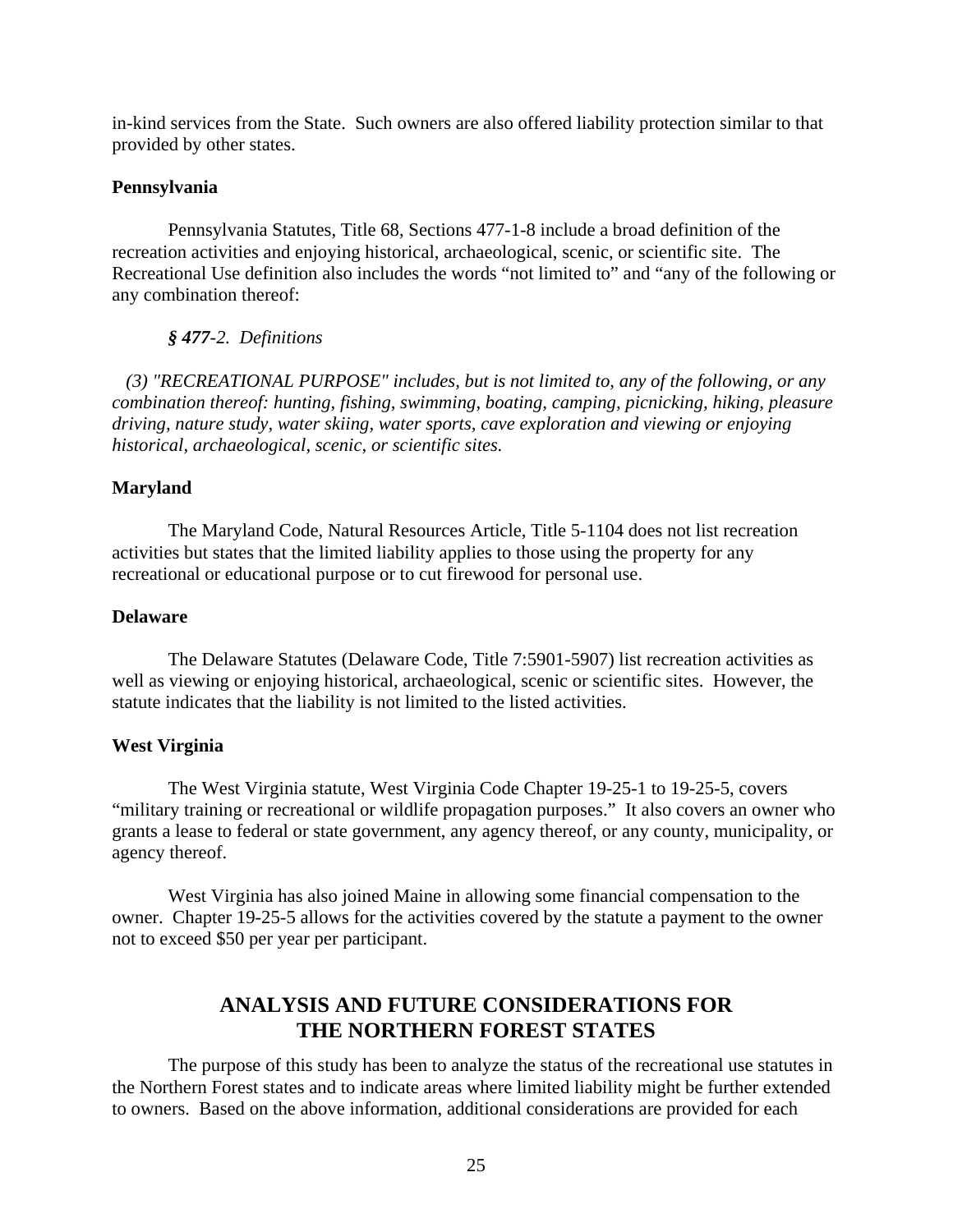in-kind services from the State. Such owners are also offered liability protection similar to that provided by other states.

**Pennsylvania**

Pennsylvania Statutes, Title 68, Sections 477-1-8 include a broad definition of the recreation activities and enjoying historical, archaeological, scenic, or scientific site. The Recreational Use definition also includes the words "not limited to" and "any of the following or any combination thereof:

***§ 477**-2. Definitions*

*(3) "RECREATIONAL PURPOSE" includes, but is not limited to, any of the following, or any combination thereof: hunting, fishing, swimming, boating, camping, picnicking, hiking, pleasure driving, nature study, water skiing, water sports, cave exploration and viewing or enjoying historical, archaeological, scenic, or scientific sites.*

**Maryland**

The Maryland Code, Natural Resources Article, Title 5-1104 does not list recreation activities but states that the limited liability applies to those using the property for any recreational or educational purpose or to cut firewood for personal use.

**Delaware**

The Delaware Statutes (Delaware Code, Title 7:5901-5907) list recreation activities as well as viewing or enjoying historical, archaeological, scenic or scientific sites. However, the statute indicates that the liability is not limited to the listed activities.

**West Virginia**

The West Virginia statute, West Virginia Code Chapter 19-25-1 to 19-25-5, covers "military training or recreational or wildlife propagation purposes." It also covers an owner who grants a lease to federal or state government, any agency thereof, or any county, municipality, or agency thereof.

West Virginia has also joined Maine in allowing some financial compensation to the owner. Chapter 19-25-5 allows for the activities covered by the statute a payment to the owner not to exceed $50 per year per participant.

## ANALYSIS AND FUTURE CONSIDERATIONS FOR THE NORTHERN FOREST STATES

The purpose of this study has been to analyze the status of the recreational use statutes in the Northern Forest states and to indicate areas where limited liability might be further extended to owners. Based on the above information, additional considerations are provided for each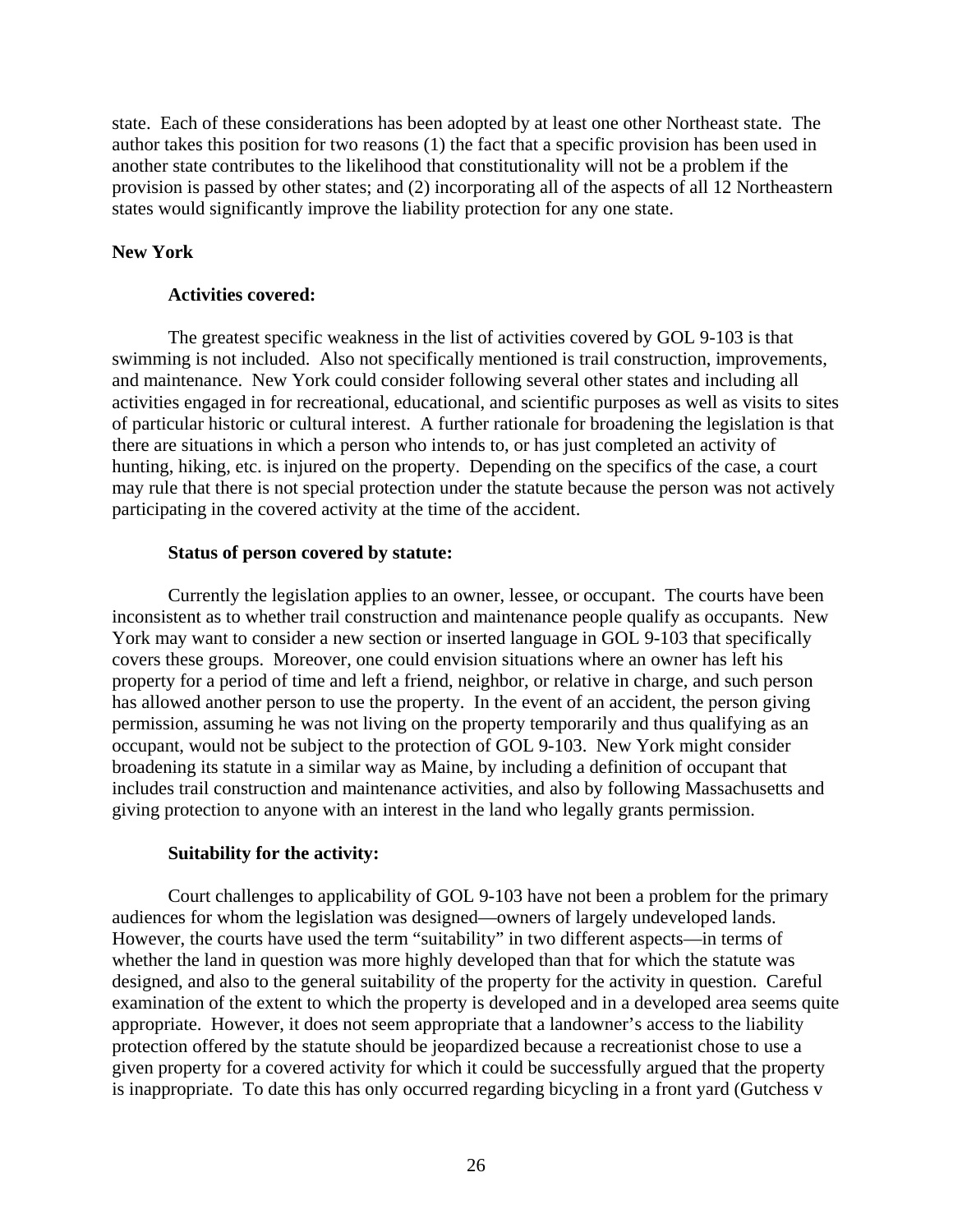state. Each of these considerations has been adopted by at least one other Northeast state. The author takes this position for two reasons (1) the fact that a specific provision has been used in another state contributes to the likelihood that constitutionality will not be a problem if the provision is passed by other states; and (2) incorporating all of the aspects of all 12 Northeastern states would significantly improve the liability protection for any one state.

**New York**

**Activities covered:**

The greatest specific weakness in the list of activities covered by GOL 9-103 is that swimming is not included. Also not specifically mentioned is trail construction, improvements, and maintenance. New York could consider following several other states and including all activities engaged in for recreational, educational, and scientific purposes as well as visits to sites of particular historic or cultural interest. A further rationale for broadening the legislation is that there are situations in which a person who intends to, or has just completed an activity of hunting, hiking, etc. is injured on the property. Depending on the specifics of the case, a court may rule that there is not special protection under the statute because the person was not actively participating in the covered activity at the time of the accident.

**Status of person covered by statute:**

Currently the legislation applies to an owner, lessee, or occupant. The courts have been inconsistent as to whether trail construction and maintenance people qualify as occupants. New York may want to consider a new section or inserted language in GOL 9-103 that specifically covers these groups. Moreover, one could envision situations where an owner has left his property for a period of time and left a friend, neighbor, or relative in charge, and such person has allowed another person to use the property. In the event of an accident, the person giving permission, assuming he was not living on the property temporarily and thus qualifying as an occupant, would not be subject to the protection of GOL 9-103. New York might consider broadening its statute in a similar way as Maine, by including a definition of occupant that includes trail construction and maintenance activities, and also by following Massachusetts and giving protection to anyone with an interest in the land who legally grants permission.

**Suitability for the activity:**

Court challenges to applicability of GOL 9-103 have not been a problem for the primary audiences for whom the legislation was designed—owners of largely undeveloped lands. However, the courts have used the term "suitability" in two different aspects—in terms of whether the land in question was more highly developed than that for which the statute was designed, and also to the general suitability of the property for the activity in question. Careful examination of the extent to which the property is developed and in a developed area seems quite appropriate. However, it does not seem appropriate that a landowner's access to the liability protection offered by the statute should be jeopardized because a recreationist chose to use a given property for a covered activity for which it could be successfully argued that the property is inappropriate. To date this has only occurred regarding bicycling in a front yard (Gutchess v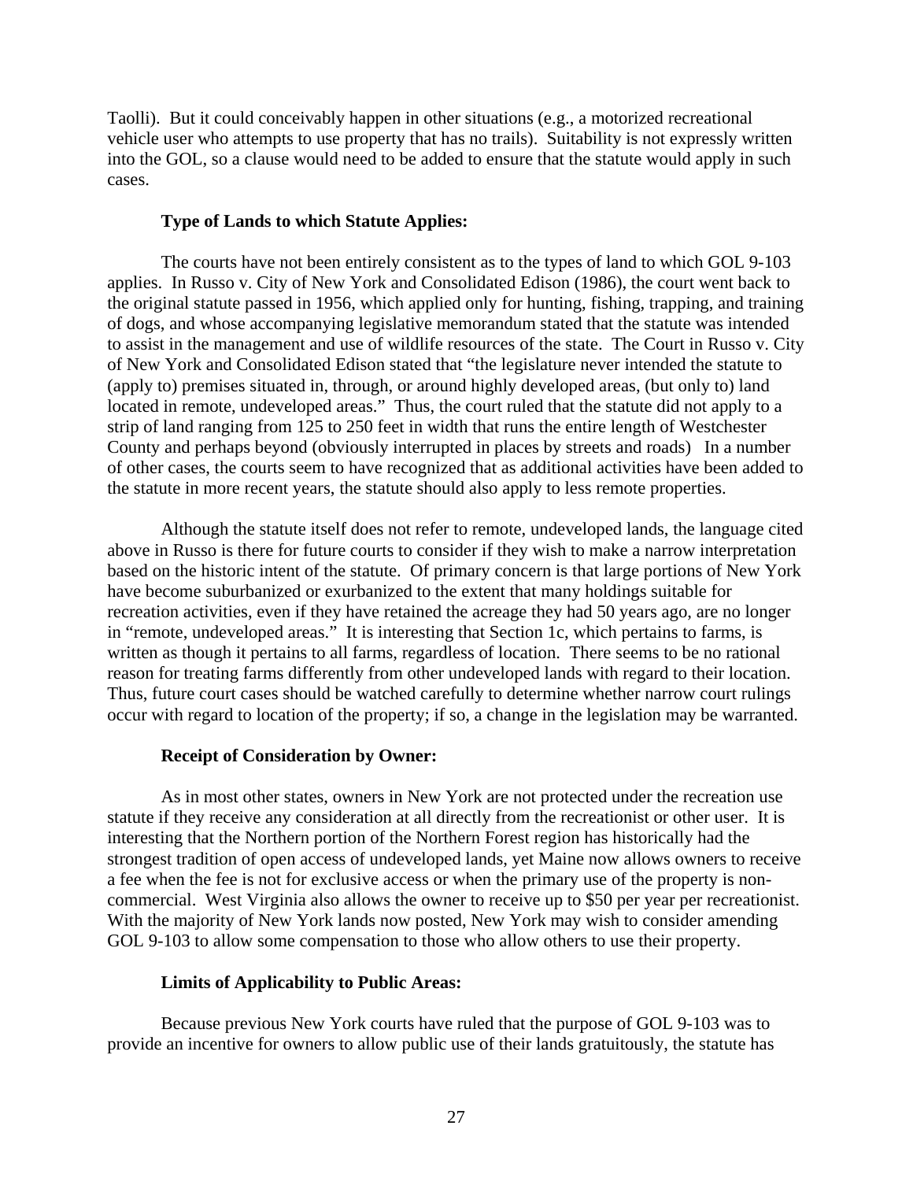Taolli). But it could conceivably happen in other situations (e.g., a motorized recreational vehicle user who attempts to use property that has no trails). Suitability is not expressly written into the GOL, so a clause would need to be added to ensure that the statute would apply in such cases.

**Type of Lands to which Statute Applies:**

The courts have not been entirely consistent as to the types of land to which GOL 9-103 applies. In Russo v. City of New York and Consolidated Edison (1986), the court went back to the original statute passed in 1956, which applied only for hunting, fishing, trapping, and training of dogs, and whose accompanying legislative memorandum stated that the statute was intended to assist in the management and use of wildlife resources of the state. The Court in Russo v. City of New York and Consolidated Edison stated that "the legislature never intended the statute to (apply to) premises situated in, through, or around highly developed areas, (but only to) land located in remote, undeveloped areas." Thus, the court ruled that the statute did not apply to a strip of land ranging from 125 to 250 feet in width that runs the entire length of Westchester County and perhaps beyond (obviously interrupted in places by streets and roads) In a number of other cases, the courts seem to have recognized that as additional activities have been added to the statute in more recent years, the statute should also apply to less remote properties.

Although the statute itself does not refer to remote, undeveloped lands, the language cited above in Russo is there for future courts to consider if they wish to make a narrow interpretation based on the historic intent of the statute. Of primary concern is that large portions of New York have become suburbanized or exurbanized to the extent that many holdings suitable for recreation activities, even if they have retained the acreage they had 50 years ago, are no longer in "remote, undeveloped areas." It is interesting that Section 1c, which pertains to farms, is written as though it pertains to all farms, regardless of location. There seems to be no rational reason for treating farms differently from other undeveloped lands with regard to their location. Thus, future court cases should be watched carefully to determine whether narrow court rulings occur with regard to location of the property; if so, a change in the legislation may be warranted.

**Receipt of Consideration by Owner:**

As in most other states, owners in New York are not protected under the recreation use statute if they receive any consideration at all directly from the recreationist or other user. It is interesting that the Northern portion of the Northern Forest region has historically had the strongest tradition of open access of undeveloped lands, yet Maine now allows owners to receive a fee when the fee is not for exclusive access or when the primary use of the property is non-commercial. West Virginia also allows the owner to receive up to $50 per year per recreationist. With the majority of New York lands now posted, New York may wish to consider amending GOL 9-103 to allow some compensation to those who allow others to use their property.

**Limits of Applicability to Public Areas:**

Because previous New York courts have ruled that the purpose of GOL 9-103 was to provide an incentive for owners to allow public use of their lands gratuitously, the statute has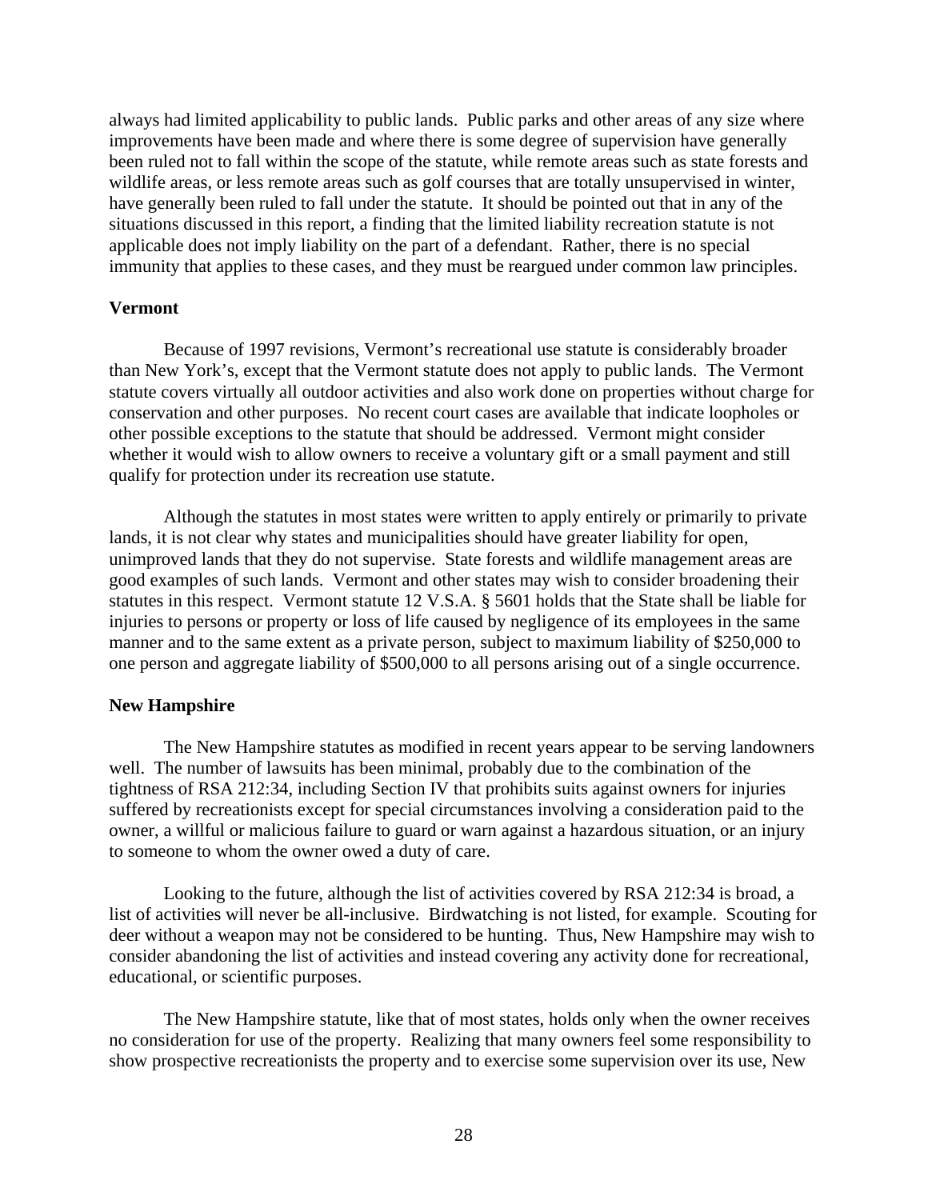always had limited applicability to public lands. Public parks and other areas of any size where improvements have been made and where there is some degree of supervision have generally been ruled not to fall within the scope of the statute, while remote areas such as state forests and wildlife areas, or less remote areas such as golf courses that are totally unsupervised in winter, have generally been ruled to fall under the statute. It should be pointed out that in any of the situations discussed in this report, a finding that the limited liability recreation statute is not applicable does not imply liability on the part of a defendant. Rather, there is no special immunity that applies to these cases, and they must be reargued under common law principles.

**Vermont**

Because of 1997 revisions, Vermont's recreational use statute is considerably broader than New York's, except that the Vermont statute does not apply to public lands. The Vermont statute covers virtually all outdoor activities and also work done on properties without charge for conservation and other purposes. No recent court cases are available that indicate loopholes or other possible exceptions to the statute that should be addressed. Vermont might consider whether it would wish to allow owners to receive a voluntary gift or a small payment and still qualify for protection under its recreation use statute.

Although the statutes in most states were written to apply entirely or primarily to private lands, it is not clear why states and municipalities should have greater liability for open, unimproved lands that they do not supervise. State forests and wildlife management areas are good examples of such lands. Vermont and other states may wish to consider broadening their statutes in this respect. Vermont statute 12 V.S.A. § 5601 holds that the State shall be liable for injuries to persons or property or loss of life caused by negligence of its employees in the same manner and to the same extent as a private person, subject to maximum liability of $250,000 to one person and aggregate liability of $500,000 to all persons arising out of a single occurrence.

**New Hampshire**

The New Hampshire statutes as modified in recent years appear to be serving landowners well. The number of lawsuits has been minimal, probably due to the combination of the tightness of RSA 212:34, including Section IV that prohibits suits against owners for injuries suffered by recreationists except for special circumstances involving a consideration paid to the owner, a willful or malicious failure to guard or warn against a hazardous situation, or an injury to someone to whom the owner owed a duty of care.

Looking to the future, although the list of activities covered by RSA 212:34 is broad, a list of activities will never be all-inclusive. Birdwatching is not listed, for example. Scouting for deer without a weapon may not be considered to be hunting. Thus, New Hampshire may wish to consider abandoning the list of activities and instead covering any activity done for recreational, educational, or scientific purposes.

The New Hampshire statute, like that of most states, holds only when the owner receives no consideration for use of the property. Realizing that many owners feel some responsibility to show prospective recreationists the property and to exercise some supervision over its use, New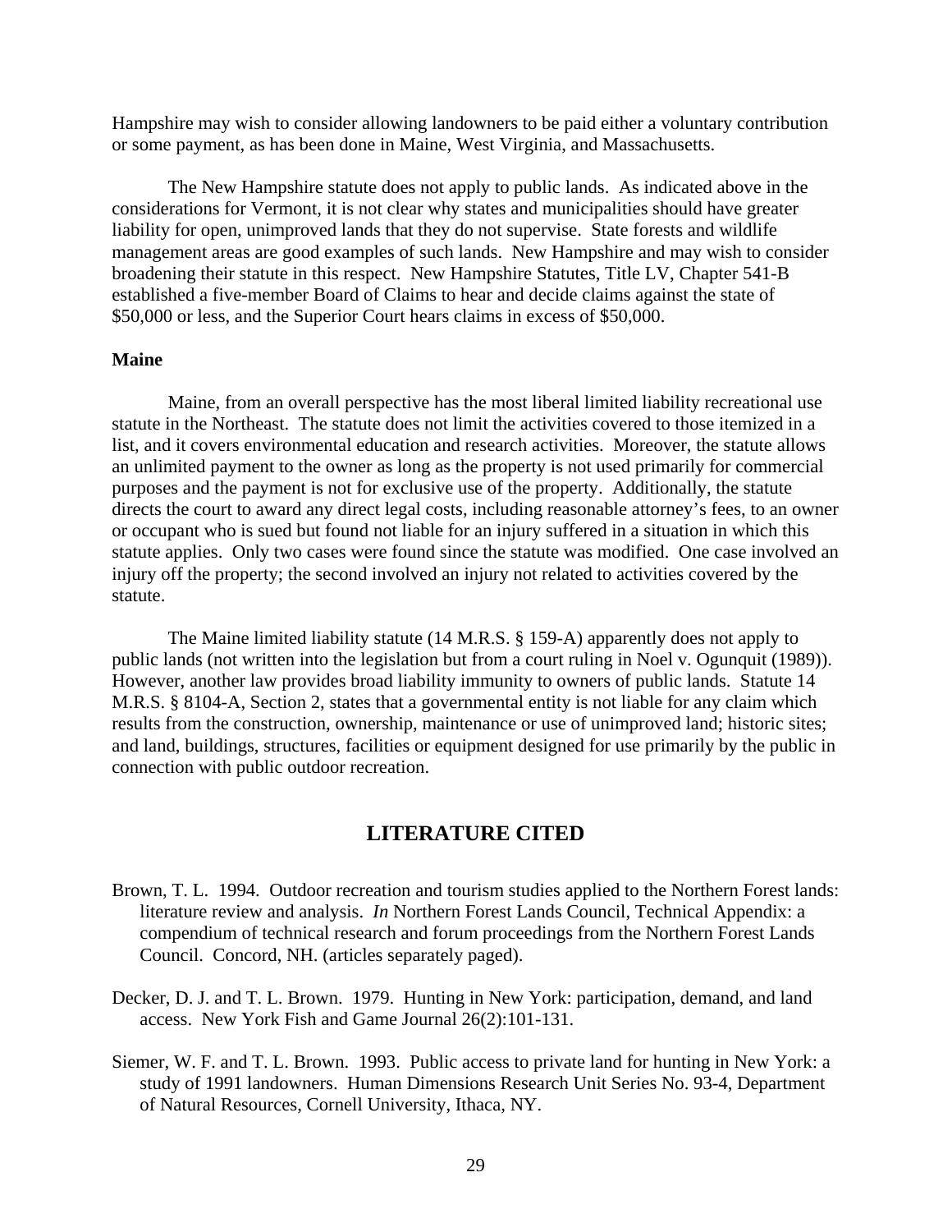Hampshire may wish to consider allowing landowners to be paid either a voluntary contribution or some payment, as has been done in Maine, West Virginia, and Massachusetts.

The New Hampshire statute does not apply to public lands. As indicated above in the considerations for Vermont, it is not clear why states and municipalities should have greater liability for open, unimproved lands that they do not supervise. State forests and wildlife management areas are good examples of such lands. New Hampshire and may wish to consider broadening their statute in this respect. New Hampshire Statutes, Title LV, Chapter 541-B established a five-member Board of Claims to hear and decide claims against the state of $50,000 or less, and the Superior Court hears claims in excess of $50,000.

**Maine**

Maine, from an overall perspective has the most liberal limited liability recreational use statute in the Northeast. The statute does not limit the activities covered to those itemized in a list, and it covers environmental education and research activities. Moreover, the statute allows an unlimited payment to the owner as long as the property is not used primarily for commercial purposes and the payment is not for exclusive use of the property. Additionally, the statute directs the court to award any direct legal costs, including reasonable attorney's fees, to an owner or occupant who is sued but found not liable for an injury suffered in a situation in which this statute applies. Only two cases were found since the statute was modified. One case involved an injury off the property; the second involved an injury not related to activities covered by the statute.

The Maine limited liability statute (14 M.R.S. § 159-A) apparently does not apply to public lands (not written into the legislation but from a court ruling in Noel v. Ogunquit (1989)). However, another law provides broad liability immunity to owners of public lands. Statute 14 M.R.S. § 8104-A, Section 2, states that a governmental entity is not liable for any claim which results from the construction, ownership, maintenance or use of unimproved land; historic sites; and land, buildings, structures, facilities or equipment designed for use primarily by the public in connection with public outdoor recreation.

## LITERATURE CITED

Brown, T. L. 1994. Outdoor recreation and tourism studies applied to the Northern Forest lands: literature review and analysis. *In* Northern Forest Lands Council, Technical Appendix: a compendium of technical research and forum proceedings from the Northern Forest Lands Council. Concord, NH. (articles separately paged).

Decker, D. J. and T. L. Brown. 1979. Hunting in New York: participation, demand, and land access. New York Fish and Game Journal 26(2):101-131.

Siemer, W. F. and T. L. Brown. 1993. Public access to private land for hunting in New York: a study of 1991 landowners. Human Dimensions Research Unit Series No. 93-4, Department of Natural Resources, Cornell University, Ithaca, NY.